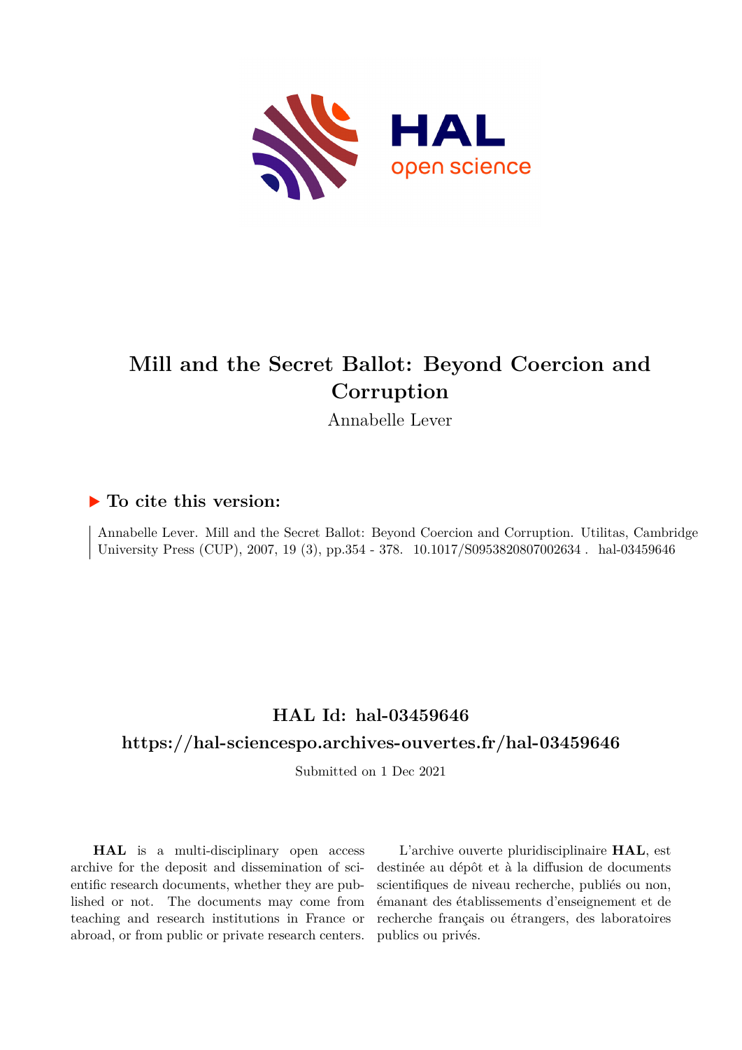# Mill and the Secret Ballot: Beyond Coercion and Corruption

Annabelle Lever

## ▶ To cite this version:

Annabelle Lever. Mill and the Secret Ballot: Beyond Coercion and Corruption. Utilitas, Cambridge University Press (CUP), 2007, 19 (3), pp.354 - 378. 10.1017/S0953820807002634 . hal-03459646

## HAL Id: hal-03459646

## https://hal-sciencespo.archives-ouvertes.fr/hal-03459646

Submitted on 1 Dec 2021

**HAL** is a multi-disciplinary open access archive for the deposit and dissemination of scientific research documents, whether they are published or not. The documents may come from teaching and research institutions in France or abroad, or from public or private research centers.

L'archive ouverte pluridisciplinaire **HAL**, est destinée au dépôt et à la diffusion de documents scientifiques de niveau recherche, publiés ou non, émanant des établissements d'enseignement et de recherche français ou étrangers, des laboratoires publics ou privés.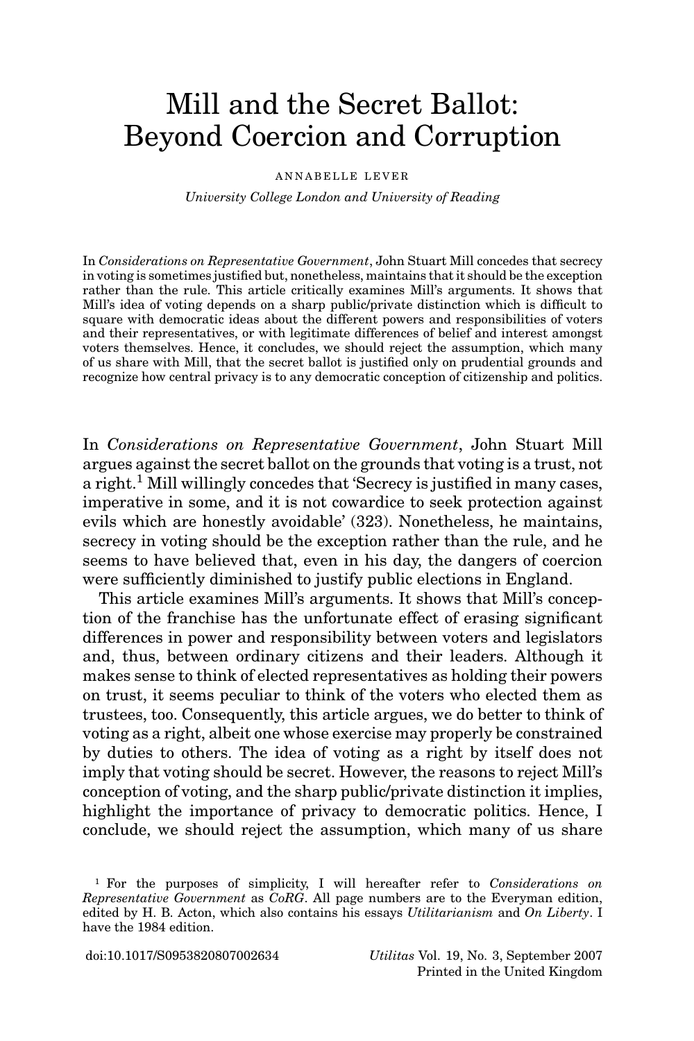# Mill and the Secret Ballot: Beyond Coercion and Corruption

ANNABELLE LEVER

*University College London and University of Reading*

In *Considerations on Representative Government*, John Stuart Mill concedes that secrecy in voting is sometimes justified but, nonetheless, maintains that it should be the exception rather than the rule. This article critically examines Mill's arguments. It shows that Mill's idea of voting depends on a sharp public/private distinction which is difficult to square with democratic ideas about the different powers and responsibilities of voters and their representatives, or with legitimate differences of belief and interest amongst voters themselves. Hence, it concludes, we should reject the assumption, which many of us share with Mill, that the secret ballot is justified only on prudential grounds and recognize how central privacy is to any democratic conception of citizenship and politics.

In *Considerations on Representative Government*, John Stuart Mill argues against the secret ballot on the grounds that voting is a trust, not a right.[1] Mill willingly concedes that 'Secrecy is justified in many cases, imperative in some, and it is not cowardice to seek protection against evils which are honestly avoidable' (323). Nonetheless, he maintains, secrecy in voting should be the exception rather than the rule, and he seems to have believed that, even in his day, the dangers of coercion were sufficiently diminished to justify public elections in England.

This article examines Mill's arguments. It shows that Mill's conception of the franchise has the unfortunate effect of erasing significant differences in power and responsibility between voters and legislators and, thus, between ordinary citizens and their leaders. Although it makes sense to think of elected representatives as holding their powers on trust, it seems peculiar to think of the voters who elected them as trustees, too. Consequently, this article argues, we do better to think of voting as a right, albeit one whose exercise may properly be constrained by duties to others. The idea of voting as a right by itself does not imply that voting should be secret. However, the reasons to reject Mill's conception of voting, and the sharp public/private distinction it implies, highlight the importance of privacy to democratic politics. Hence, I conclude, we should reject the assumption, which many of us share

[1] For the purposes of simplicity, I will hereafter refer to *Considerations on Representative Government* as *CoRG*. All page numbers are to the Everyman edition, edited by H. B. Acton, which also contains his essays *Utilitarianism* and *On Liberty*. I have the 1984 edition.

doi:10.1017/S0953820807002634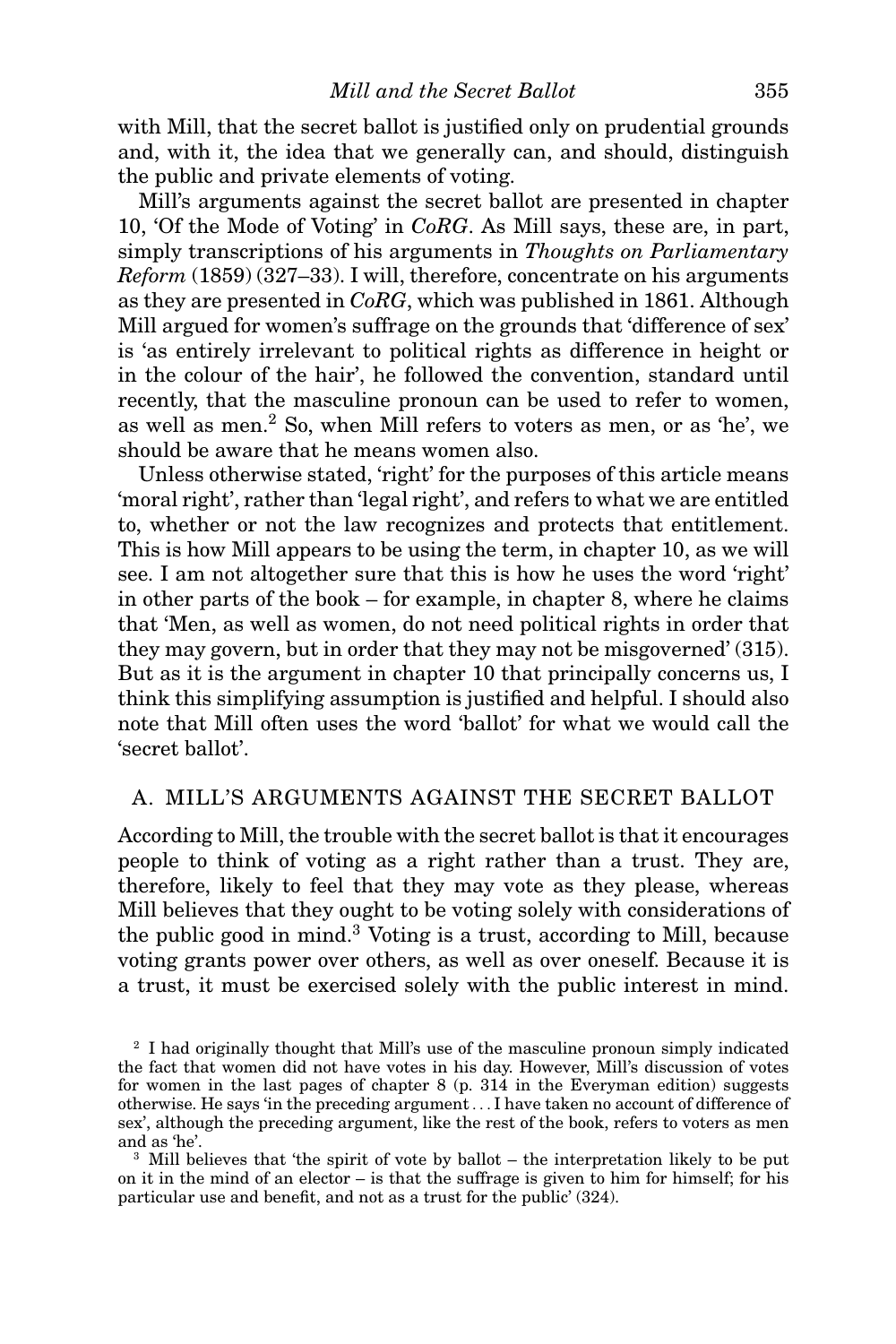with Mill, that the secret ballot is justified only on prudential grounds and, with it, the idea that we generally can, and should, distinguish the public and private elements of voting.

Mill's arguments against the secret ballot are presented in chapter 10, 'Of the Mode of Voting' in *CoRG*. As Mill says, these are, in part, simply transcriptions of his arguments in *Thoughts on Parliamentary Reform* (1859) (327–33). I will, therefore, concentrate on his arguments as they are presented in *CoRG*, which was published in 1861. Although Mill argued for women's suffrage on the grounds that 'difference of sex' is 'as entirely irrelevant to political rights as difference in height or in the colour of the hair', he followed the convention, standard until recently, that the masculine pronoun can be used to refer to women, as well as men.[2] So, when Mill refers to voters as men, or as 'he', we should be aware that he means women also.

Unless otherwise stated, 'right' for the purposes of this article means 'moral right', rather than 'legal right', and refers to what we are entitled to, whether or not the law recognizes and protects that entitlement. This is how Mill appears to be using the term, in chapter 10, as we will see. I am not altogether sure that this is how he uses the word 'right' in other parts of the book – for example, in chapter 8, where he claims that 'Men, as well as women, do not need political rights in order that they may govern, but in order that they may not be misgoverned' (315). But as it is the argument in chapter 10 that principally concerns us, I think this simplifying assumption is justified and helpful. I should also note that Mill often uses the word 'ballot' for what we would call the 'secret ballot'.

## A. MILL'S ARGUMENTS AGAINST THE SECRET BALLOT

According to Mill, the trouble with the secret ballot is that it encourages people to think of voting as a right rather than a trust. They are, therefore, likely to feel that they may vote as they please, whereas Mill believes that they ought to be voting solely with considerations of the public good in mind.[3] Voting is a trust, according to Mill, because voting grants power over others, as well as over oneself. Because it is a trust, it must be exercised solely with the public interest in mind.

[2] I had originally thought that Mill's use of the masculine pronoun simply indicated the fact that women did not have votes in his day. However, Mill's discussion of votes for women in the last pages of chapter 8 (p. 314 in the Everyman edition) suggests otherwise. He says 'in the preceding argument . . . I have taken no account of difference of sex', although the preceding argument, like the rest of the book, refers to voters as men and as 'he'.

[3] Mill believes that 'the spirit of vote by ballot – the interpretation likely to be put on it in the mind of an elector – is that the suffrage is given to him for himself; for his particular use and benefit, and not as a trust for the public' (324).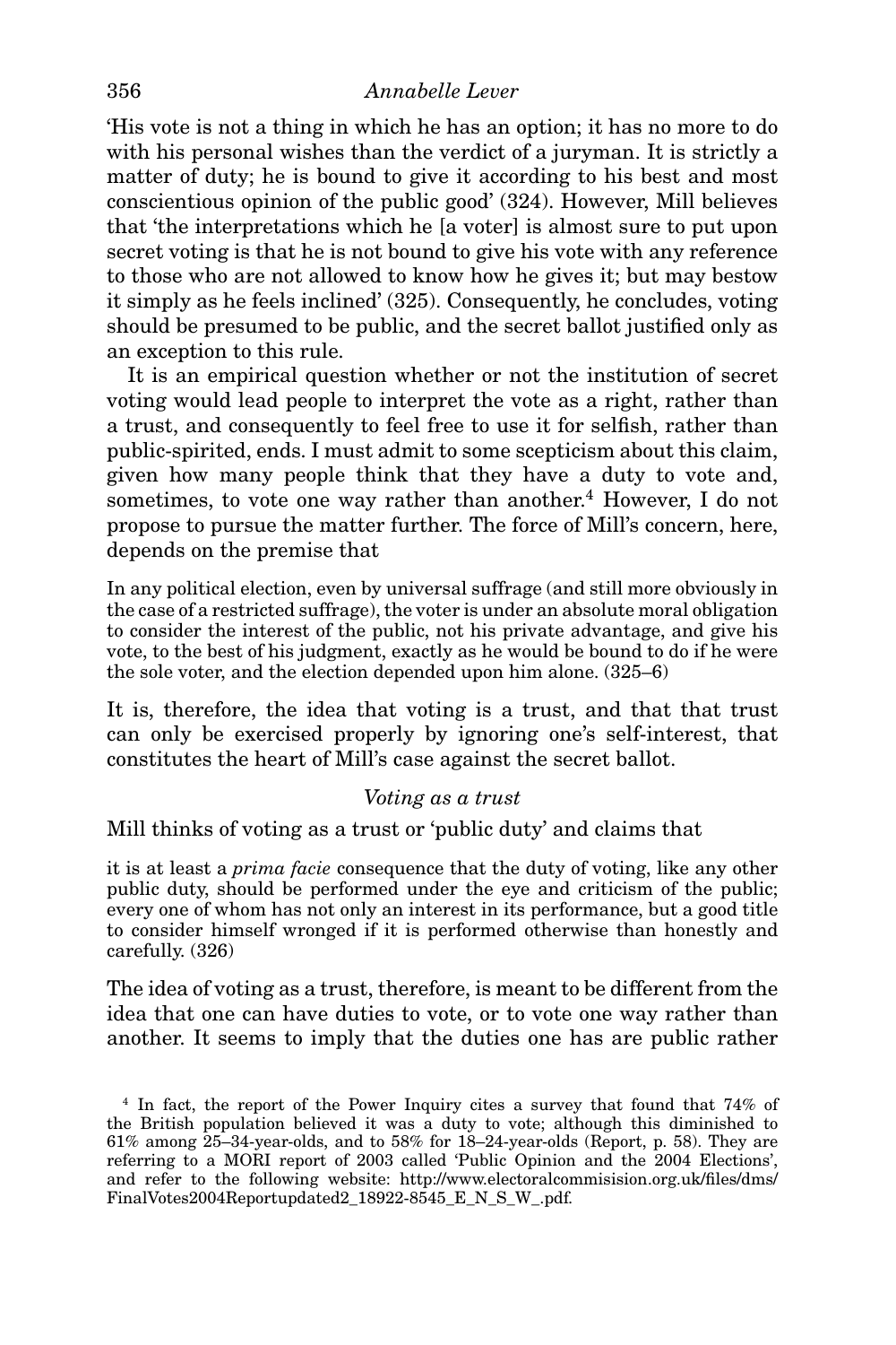'His vote is not a thing in which he has an option; it has no more to do with his personal wishes than the verdict of a juryman. It is strictly a matter of duty; he is bound to give it according to his best and most conscientious opinion of the public good' (324). However, Mill believes that 'the interpretations which he [a voter] is almost sure to put upon secret voting is that he is not bound to give his vote with any reference to those who are not allowed to know how he gives it; but may bestow it simply as he feels inclined' (325). Consequently, he concludes, voting should be presumed to be public, and the secret ballot justified only as an exception to this rule.

It is an empirical question whether or not the institution of secret voting would lead people to interpret the vote as a right, rather than a trust, and consequently to feel free to use it for selfish, rather than public-spirited, ends. I must admit to some scepticism about this claim, given how many people think that they have a duty to vote and, sometimes, to vote one way rather than another.[4] However, I do not propose to pursue the matter further. The force of Mill's concern, here, depends on the premise that

> In any political election, even by universal suffrage (and still more obviously in the case of a restricted suffrage), the voter is under an absolute moral obligation to consider the interest of the public, not his private advantage, and give his vote, to the best of his judgment, exactly as he would be bound to do if he were the sole voter, and the election depended upon him alone. (325–6)

It is, therefore, the idea that voting is a trust, and that that trust can only be exercised properly by ignoring one's self-interest, that constitutes the heart of Mill's case against the secret ballot.

### *Voting as a trust*

Mill thinks of voting as a trust or 'public duty' and claims that

> it is at least a *prima facie* consequence that the duty of voting, like any other public duty, should be performed under the eye and criticism of the public; every one of whom has not only an interest in its performance, but a good title to consider himself wronged if it is performed otherwise than honestly and carefully. (326)

The idea of voting as a trust, therefore, is meant to be different from the idea that one can have duties to vote, or to vote one way rather than another. It seems to imply that the duties one has are public rather

---

[4] In fact, the report of the Power Inquiry cites a survey that found that 74% of the British population believed it was a duty to vote; although this diminished to 61% among 25–34-year-olds, and to 58% for 18–24-year-olds (Report, p. 58). They are referring to a MORI report of 2003 called 'Public Opinion and the 2004 Elections', and refer to the following website: http://www.electoralcommisision.org.uk/files/dms/FinalVotes2004Reportupdated2_18922-8545_E_N_S_W_.pdf.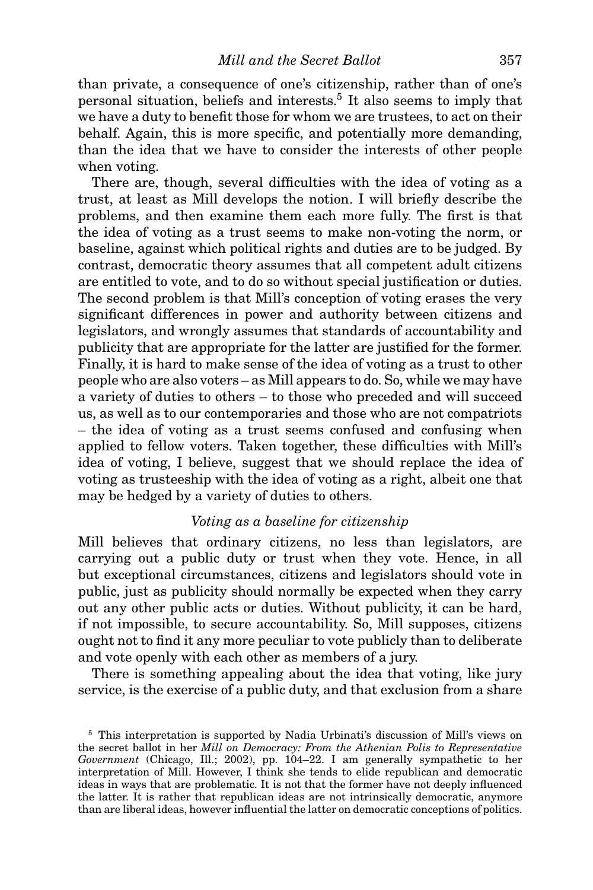than private, a consequence of one's citizenship, rather than of one's personal situation, beliefs and interests.[5] It also seems to imply that we have a duty to benefit those for whom we are trustees, to act on their behalf. Again, this is more specific, and potentially more demanding, than the idea that we have to consider the interests of other people when voting.

There are, though, several difficulties with the idea of voting as a trust, at least as Mill develops the notion. I will briefly describe the problems, and then examine them each more fully. The first is that the idea of voting as a trust seems to make non-voting the norm, or baseline, against which political rights and duties are to be judged. By contrast, democratic theory assumes that all competent adult citizens are entitled to vote, and to do so without special justification or duties. The second problem is that Mill's conception of voting erases the very significant differences in power and authority between citizens and legislators, and wrongly assumes that standards of accountability and publicity that are appropriate for the latter are justified for the former. Finally, it is hard to make sense of the idea of voting as a trust to other people who are also voters – as Mill appears to do. So, while we may have a variety of duties to others – to those who preceded and will succeed us, as well as to our contemporaries and those who are not compatriots – the idea of voting as a trust seems confused and confusing when applied to fellow voters. Taken together, these difficulties with Mill's idea of voting, I believe, suggest that we should replace the idea of voting as trusteeship with the idea of voting as a right, albeit one that may be hedged by a variety of duties to others.

### *Voting as a baseline for citizenship*

Mill believes that ordinary citizens, no less than legislators, are carrying out a public duty or trust when they vote. Hence, in all but exceptional circumstances, citizens and legislators should vote in public, just as publicity should normally be expected when they carry out any other public acts or duties. Without publicity, it can be hard, if not impossible, to secure accountability. So, Mill supposes, citizens ought not to find it any more peculiar to vote publicly than to deliberate and vote openly with each other as members of a jury.

There is something appealing about the idea that voting, like jury service, is the exercise of a public duty, and that exclusion from a share

---

[5] This interpretation is supported by Nadia Urbinati's discussion of Mill's views on the secret ballot in her *Mill on Democracy: From the Athenian Polis to Representative Government* (Chicago, Ill.; 2002), pp. 104–22. I am generally sympathetic to her interpretation of Mill. However, I think she tends to elide republican and democratic ideas in ways that are problematic. It is not that the former have not deeply influenced the latter. It is rather that republican ideas are not intrinsically democratic, anymore than are liberal ideas, however influential the latter on democratic conceptions of politics.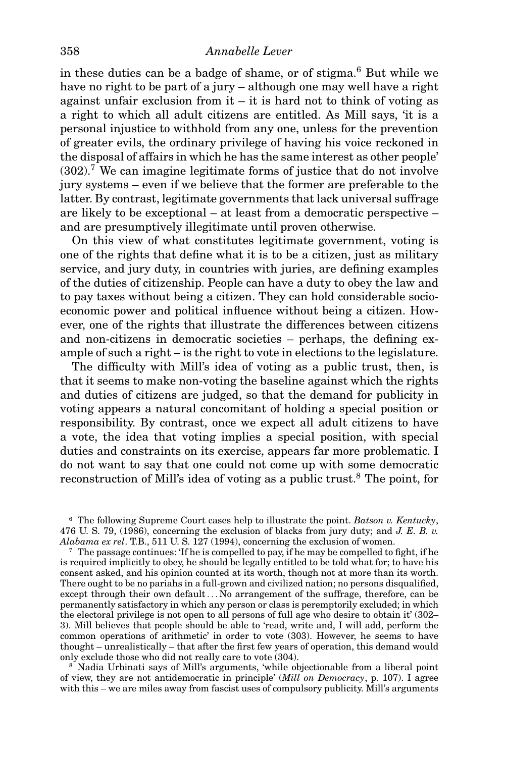in these duties can be a badge of shame, or of stigma.[6] But while we have no right to be part of a jury – although one may well have a right against unfair exclusion from it – it is hard not to think of voting as a right to which all adult citizens are entitled. As Mill says, 'it is a personal injustice to withhold from any one, unless for the prevention of greater evils, the ordinary privilege of having his voice reckoned in the disposal of affairs in which he has the same interest as other people' (302).[7] We can imagine legitimate forms of justice that do not involve jury systems – even if we believe that the former are preferable to the latter. By contrast, legitimate governments that lack universal suffrage are likely to be exceptional – at least from a democratic perspective – and are presumptively illegitimate until proven otherwise.

On this view of what constitutes legitimate government, voting is one of the rights that define what it is to be a citizen, just as military service, and jury duty, in countries with juries, are defining examples of the duties of citizenship. People can have a duty to obey the law and to pay taxes without being a citizen. They can hold considerable socio-economic power and political influence without being a citizen. However, one of the rights that illustrate the differences between citizens and non-citizens in democratic societies – perhaps, the defining example of such a right – is the right to vote in elections to the legislature.

The difficulty with Mill's idea of voting as a public trust, then, is that it seems to make non-voting the baseline against which the rights and duties of citizens are judged, so that the demand for publicity in voting appears a natural concomitant of holding a special position or responsibility. By contrast, once we expect all adult citizens to have a vote, the idea that voting implies a special position, with special duties and constraints on its exercise, appears far more problematic. I do not want to say that one could not come up with some democratic reconstruction of Mill's idea of voting as a public trust.[8] The point, for

[6] The following Supreme Court cases help to illustrate the point. *Batson v. Kentucky*, 476 U. S. 79, (1986), concerning the exclusion of blacks from jury duty; and *J. E. B. v. Alabama ex rel*. T.B., 511 U. S. 127 (1994), concerning the exclusion of women.

[7] The passage continues: 'If he is compelled to pay, if he may be compelled to fight, if he is required implicitly to obey, he should be legally entitled to be told what for; to have his consent asked, and his opinion counted at its worth, though not at more than its worth. There ought to be no pariahs in a full-grown and civilized nation; no persons disqualified, except through their own default . . . No arrangement of the suffrage, therefore, can be permanently satisfactory in which any person or class is peremptorily excluded; in which the electoral privilege is not open to all persons of full age who desire to obtain it' (302–3). Mill believes that people should be able to 'read, write and, I will add, perform the common operations of arithmetic' in order to vote (303). However, he seems to have thought – unrealistically – that after the first few years of operation, this demand would only exclude those who did not really care to vote (304).

[8] Nadia Urbinati says of Mill's arguments, 'while objectionable from a liberal point of view, they are not antidemocratic in principle' (*Mill on Democracy*, p. 107). I agree with this – we are miles away from fascist uses of compulsory publicity. Mill's arguments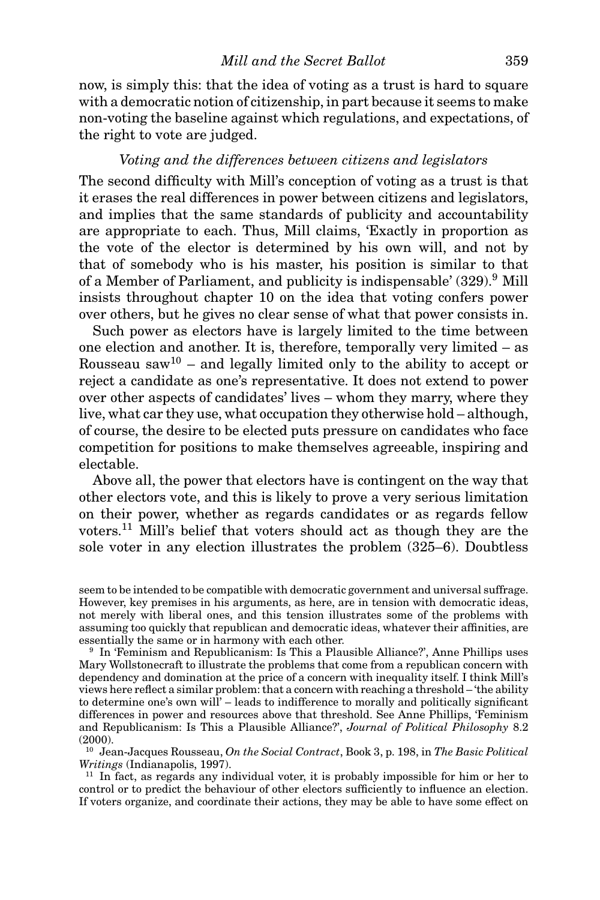now, is simply this: that the idea of voting as a trust is hard to square with a democratic notion of citizenship, in part because it seems to make non-voting the baseline against which regulations, and expectations, of the right to vote are judged.

### *Voting and the differences between citizens and legislators*

The second difficulty with Mill's conception of voting as a trust is that it erases the real differences in power between citizens and legislators, and implies that the same standards of publicity and accountability are appropriate to each. Thus, Mill claims, 'Exactly in proportion as the vote of the elector is determined by his own will, and not by that of somebody who is his master, his position is similar to that of a Member of Parliament, and publicity is indispensable' (329).[9] Mill insists throughout chapter 10 on the idea that voting confers power over others, but he gives no clear sense of what that power consists in.

Such power as electors have is largely limited to the time between one election and another. It is, therefore, temporally very limited – as Rousseau saw[10] – and legally limited only to the ability to accept or reject a candidate as one's representative. It does not extend to power over other aspects of candidates' lives – whom they marry, where they live, what car they use, what occupation they otherwise hold – although, of course, the desire to be elected puts pressure on candidates who face competition for positions to make themselves agreeable, inspiring and electable.

Above all, the power that electors have is contingent on the way that other electors vote, and this is likely to prove a very serious limitation on their power, whether as regards candidates or as regards fellow voters.[11] Mill's belief that voters should act as though they are the sole voter in any election illustrates the problem (325–6). Doubtless

seem to be intended to be compatible with democratic government and universal suffrage. However, key premises in his arguments, as here, are in tension with democratic ideas, not merely with liberal ones, and this tension illustrates some of the problems with assuming too quickly that republican and democratic ideas, whatever their affinities, are essentially the same or in harmony with each other.

[9] In 'Feminism and Republicanism: Is This a Plausible Alliance?', Anne Phillips uses Mary Wollstonecraft to illustrate the problems that come from a republican concern with dependency and domination at the price of a concern with inequality itself. I think Mill's views here reflect a similar problem: that a concern with reaching a threshold – 'the ability to determine one's own will' – leads to indifference to morally and politically significant differences in power and resources above that threshold. See Anne Phillips, 'Feminism and Republicanism: Is This a Plausible Alliance?', *Journal of Political Philosophy* 8.2 (2000).

[10] Jean-Jacques Rousseau, *On the Social Contract*, Book 3, p. 198, in *The Basic Political Writings* (Indianapolis, 1997).

[11] In fact, as regards any individual voter, it is probably impossible for him or her to control or to predict the behaviour of other electors sufficiently to influence an election. If voters organize, and coordinate their actions, they may be able to have some effect on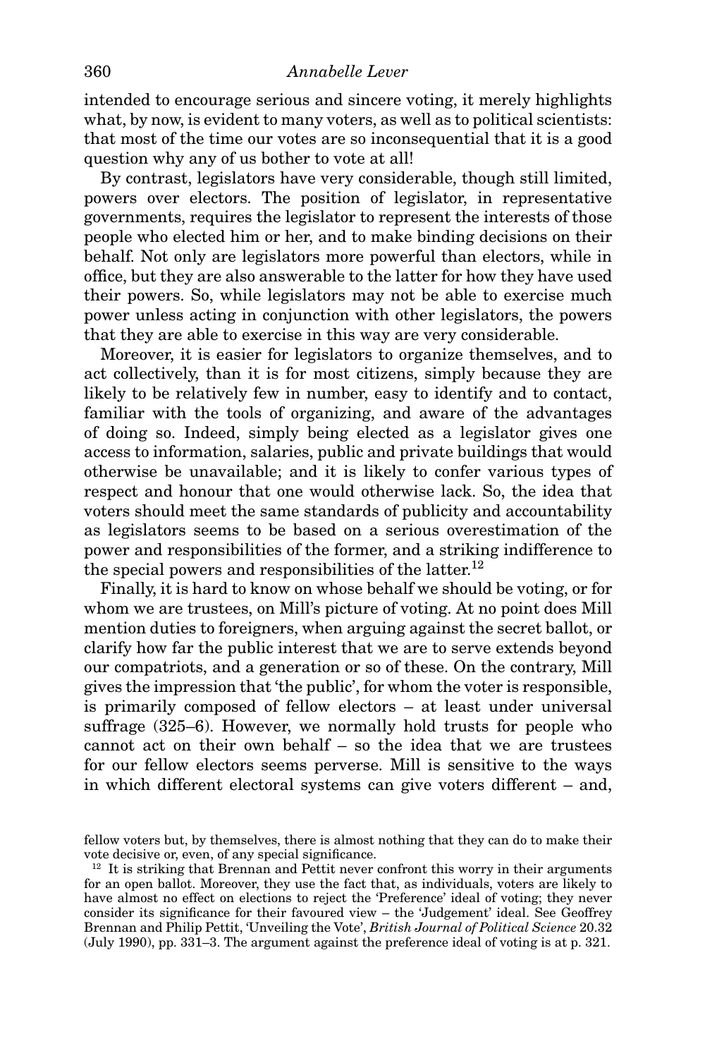intended to encourage serious and sincere voting, it merely highlights what, by now, is evident to many voters, as well as to political scientists: that most of the time our votes are so inconsequential that it is a good question why any of us bother to vote at all!

By contrast, legislators have very considerable, though still limited, powers over electors. The position of legislator, in representative governments, requires the legislator to represent the interests of those people who elected him or her, and to make binding decisions on their behalf. Not only are legislators more powerful than electors, while in office, but they are also answerable to the latter for how they have used their powers. So, while legislators may not be able to exercise much power unless acting in conjunction with other legislators, the powers that they are able to exercise in this way are very considerable.

Moreover, it is easier for legislators to organize themselves, and to act collectively, than it is for most citizens, simply because they are likely to be relatively few in number, easy to identify and to contact, familiar with the tools of organizing, and aware of the advantages of doing so. Indeed, simply being elected as a legislator gives one access to information, salaries, public and private buildings that would otherwise be unavailable; and it is likely to confer various types of respect and honour that one would otherwise lack. So, the idea that voters should meet the same standards of publicity and accountability as legislators seems to be based on a serious overestimation of the power and responsibilities of the former, and a striking indifference to the special powers and responsibilities of the latter.[12]

Finally, it is hard to know on whose behalf we should be voting, or for whom we are trustees, on Mill's picture of voting. At no point does Mill mention duties to foreigners, when arguing against the secret ballot, or clarify how far the public interest that we are to serve extends beyond our compatriots, and a generation or so of these. On the contrary, Mill gives the impression that 'the public', for whom the voter is responsible, is primarily composed of fellow electors – at least under universal suffrage (325–6). However, we normally hold trusts for people who cannot act on their own behalf – so the idea that we are trustees for our fellow electors seems perverse. Mill is sensitive to the ways in which different electoral systems can give voters different – and,

fellow voters but, by themselves, there is almost nothing that they can do to make their vote decisive or, even, of any special significance.

[12] It is striking that Brennan and Pettit never confront this worry in their arguments for an open ballot. Moreover, they use the fact that, as individuals, voters are likely to have almost no effect on elections to reject the 'Preference' ideal of voting; they never consider its significance for their favoured view – the 'Judgement' ideal. See Geoffrey Brennan and Philip Pettit, 'Unveiling the Vote', *British Journal of Political Science* 20.32 (July 1990), pp. 331–3. The argument against the preference ideal of voting is at p. 321.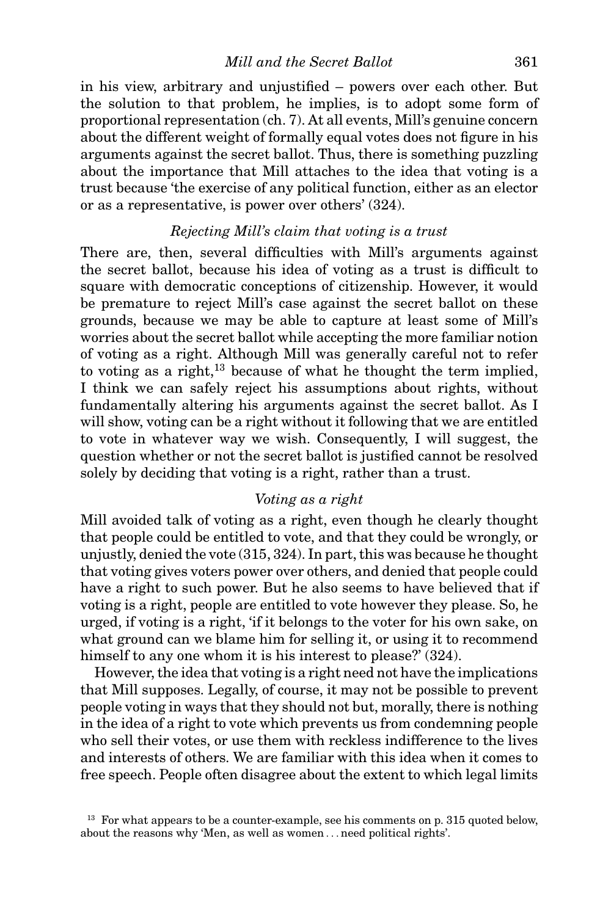in his view, arbitrary and unjustified – powers over each other. But the solution to that problem, he implies, is to adopt some form of proportional representation (ch. 7). At all events, Mill's genuine concern about the different weight of formally equal votes does not figure in his arguments against the secret ballot. Thus, there is something puzzling about the importance that Mill attaches to the idea that voting is a trust because 'the exercise of any political function, either as an elector or as a representative, is power over others' (324).

### *Rejecting Mill's claim that voting is a trust*

There are, then, several difficulties with Mill's arguments against the secret ballot, because his idea of voting as a trust is difficult to square with democratic conceptions of citizenship. However, it would be premature to reject Mill's case against the secret ballot on these grounds, because we may be able to capture at least some of Mill's worries about the secret ballot while accepting the more familiar notion of voting as a right. Although Mill was generally careful not to refer to voting as a right,[13] because of what he thought the term implied, I think we can safely reject his assumptions about rights, without fundamentally altering his arguments against the secret ballot. As I will show, voting can be a right without it following that we are entitled to vote in whatever way we wish. Consequently, I will suggest, the question whether or not the secret ballot is justified cannot be resolved solely by deciding that voting is a right, rather than a trust.

### *Voting as a right*

Mill avoided talk of voting as a right, even though he clearly thought that people could be entitled to vote, and that they could be wrongly, or unjustly, denied the vote (315, 324). In part, this was because he thought that voting gives voters power over others, and denied that people could have a right to such power. But he also seems to have believed that if voting is a right, people are entitled to vote however they please. So, he urged, if voting is a right, 'if it belongs to the voter for his own sake, on what ground can we blame him for selling it, or using it to recommend himself to any one whom it is his interest to please?' (324).

However, the idea that voting is a right need not have the implications that Mill supposes. Legally, of course, it may not be possible to prevent people voting in ways that they should not but, morally, there is nothing in the idea of a right to vote which prevents us from condemning people who sell their votes, or use them with reckless indifference to the lives and interests of others. We are familiar with this idea when it comes to free speech. People often disagree about the extent to which legal limits

[13] For what appears to be a counter-example, see his comments on p. 315 quoted below, about the reasons why 'Men, as well as women . . . need political rights'.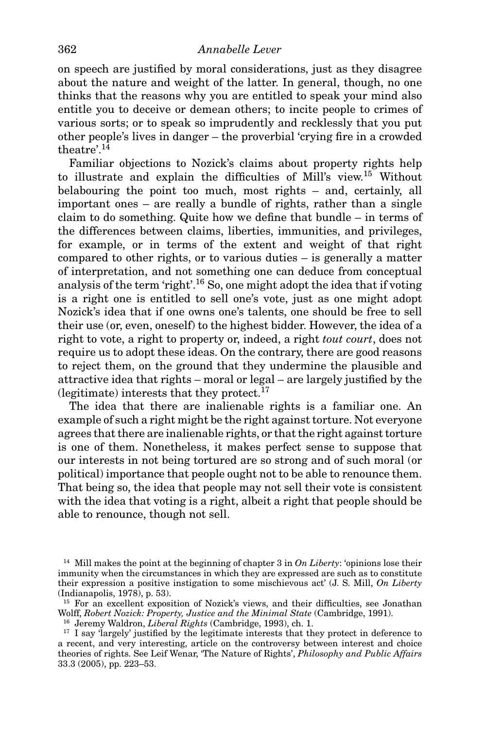on speech are justified by moral considerations, just as they disagree about the nature and weight of the latter. In general, though, no one thinks that the reasons why you are entitled to speak your mind also entitle you to deceive or demean others; to incite people to crimes of various sorts; or to speak so imprudently and recklessly that you put other people's lives in danger – the proverbial 'crying fire in a crowded theatre'.[14]

Familiar objections to Nozick's claims about property rights help to illustrate and explain the difficulties of Mill's view.[15] Without belabouring the point too much, most rights – and, certainly, all important ones – are really a bundle of rights, rather than a single claim to do something. Quite how we define that bundle – in terms of the differences between claims, liberties, immunities, and privileges, for example, or in terms of the extent and weight of that right compared to other rights, or to various duties – is generally a matter of interpretation, and not something one can deduce from conceptual analysis of the term 'right'.[16] So, one might adopt the idea that if voting is a right one is entitled to sell one's vote, just as one might adopt Nozick's idea that if one owns one's talents, one should be free to sell their use (or, even, oneself) to the highest bidder. However, the idea of a right to vote, a right to property or, indeed, a right *tout court*, does not require us to adopt these ideas. On the contrary, there are good reasons to reject them, on the ground that they undermine the plausible and attractive idea that rights – moral or legal – are largely justified by the (legitimate) interests that they protect.[17]

The idea that there are inalienable rights is a familiar one. An example of such a right might be the right against torture. Not everyone agrees that there are inalienable rights, or that the right against torture is one of them. Nonetheless, it makes perfect sense to suppose that our interests in not being tortured are so strong and of such moral (or political) importance that people ought not to be able to renounce them. That being so, the idea that people may not sell their vote is consistent with the idea that voting is a right, albeit a right that people should be able to renounce, though not sell.

---

[14] Mill makes the point at the beginning of chapter 3 in *On Liberty*: 'opinions lose their immunity when the circumstances in which they are expressed are such as to constitute their expression a positive instigation to some mischievous act' (J. S. Mill, *On Liberty* (Indianapolis, 1978), p. 53).

[15] For an excellent exposition of Nozick's views, and their difficulties, see Jonathan Wolff, *Robert Nozick: Property, Justice and the Minimal State* (Cambridge, 1991).

[16] Jeremy Waldron, *Liberal Rights* (Cambridge, 1993), ch. 1.

[17] I say 'largely' justified by the legitimate interests that they protect in deference to a recent, and very interesting, article on the controversy between interest and choice theories of rights. See Leif Wenar, 'The Nature of Rights', *Philosophy and Public Affairs* 33.3 (2005), pp. 223–53.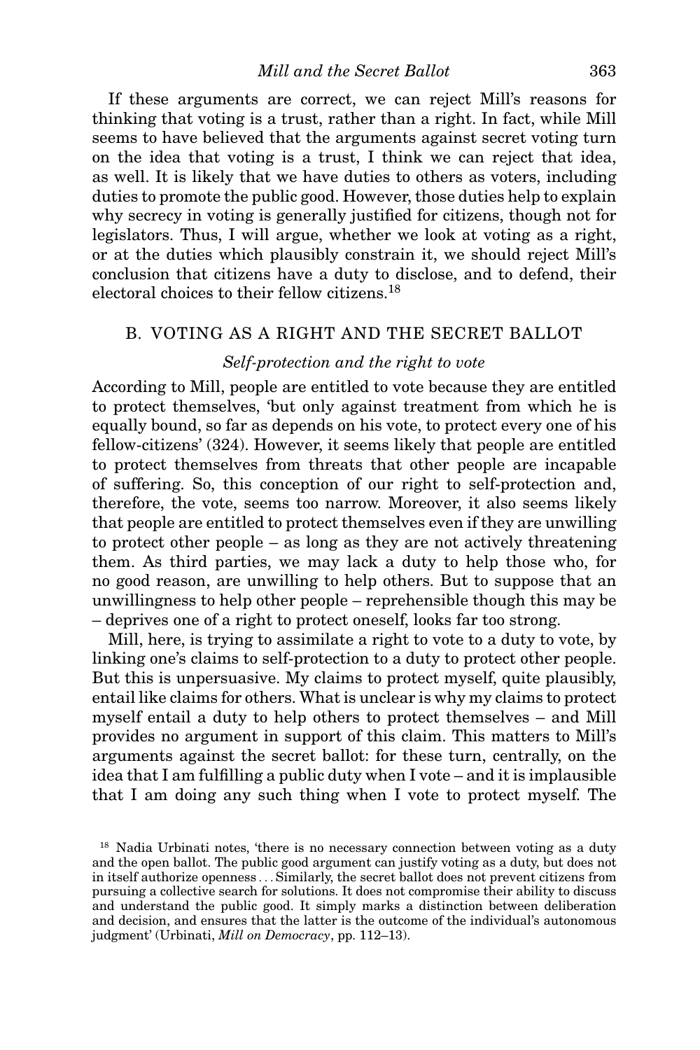If these arguments are correct, we can reject Mill's reasons for thinking that voting is a trust, rather than a right. In fact, while Mill seems to have believed that the arguments against secret voting turn on the idea that voting is a trust, I think we can reject that idea, as well. It is likely that we have duties to others as voters, including duties to promote the public good. However, those duties help to explain why secrecy in voting is generally justified for citizens, though not for legislators. Thus, I will argue, whether we look at voting as a right, or at the duties which plausibly constrain it, we should reject Mill's conclusion that citizens have a duty to disclose, and to defend, their electoral choices to their fellow citizens.[18]

## B. VOTING AS A RIGHT AND THE SECRET BALLOT

### *Self-protection and the right to vote*

According to Mill, people are entitled to vote because they are entitled to protect themselves, 'but only against treatment from which he is equally bound, so far as depends on his vote, to protect every one of his fellow-citizens' (324). However, it seems likely that people are entitled to protect themselves from threats that other people are incapable of suffering. So, this conception of our right to self-protection and, therefore, the vote, seems too narrow. Moreover, it also seems likely that people are entitled to protect themselves even if they are unwilling to protect other people – as long as they are not actively threatening them. As third parties, we may lack a duty to help those who, for no good reason, are unwilling to help others. But to suppose that an unwillingness to help other people – reprehensible though this may be – deprives one of a right to protect oneself, looks far too strong.

Mill, here, is trying to assimilate a right to vote to a duty to vote, by linking one's claims to self-protection to a duty to protect other people. But this is unpersuasive. My claims to protect myself, quite plausibly, entail like claims for others. What is unclear is why my claims to protect myself entail a duty to help others to protect themselves – and Mill provides no argument in support of this claim. This matters to Mill's arguments against the secret ballot: for these turn, centrally, on the idea that I am fulfilling a public duty when I vote – and it is implausible that I am doing any such thing when I vote to protect myself. The

[18] Nadia Urbinati notes, 'there is no necessary connection between voting as a duty and the open ballot. The public good argument can justify voting as a duty, but does not in itself authorize openness . . . Similarly, the secret ballot does not prevent citizens from pursuing a collective search for solutions. It does not compromise their ability to discuss and understand the public good. It simply marks a distinction between deliberation and decision, and ensures that the latter is the outcome of the individual's autonomous judgment' (Urbinati, *Mill on Democracy*, pp. 112–13).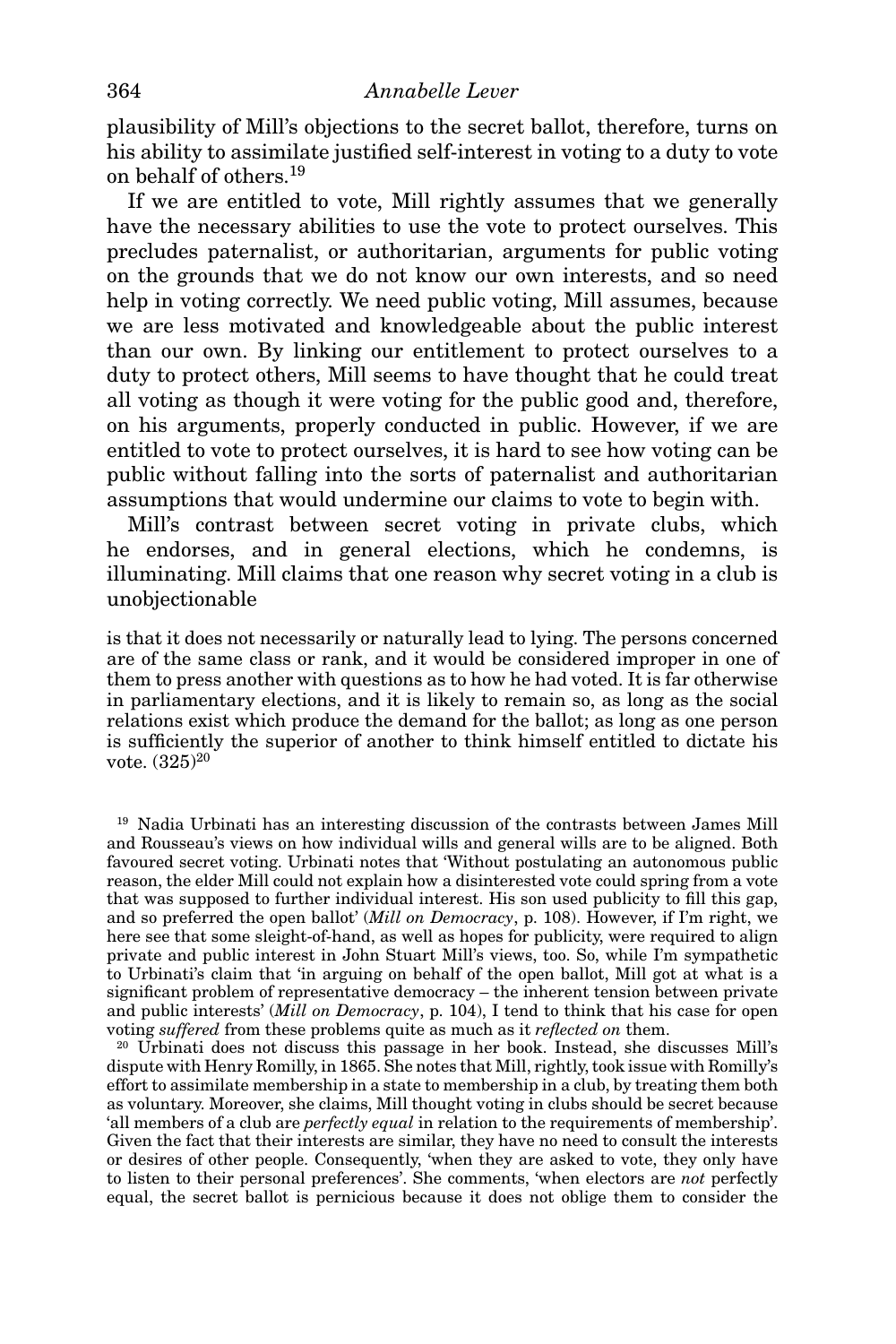plausibility of Mill's objections to the secret ballot, therefore, turns on his ability to assimilate justified self-interest in voting to a duty to vote on behalf of others.[19]

If we are entitled to vote, Mill rightly assumes that we generally have the necessary abilities to use the vote to protect ourselves. This precludes paternalist, or authoritarian, arguments for public voting on the grounds that we do not know our own interests, and so need help in voting correctly. We need public voting, Mill assumes, because we are less motivated and knowledgeable about the public interest than our own. By linking our entitlement to protect ourselves to a duty to protect others, Mill seems to have thought that he could treat all voting as though it were voting for the public good and, therefore, on his arguments, properly conducted in public. However, if we are entitled to vote to protect ourselves, it is hard to see how voting can be public without falling into the sorts of paternalist and authoritarian assumptions that would undermine our claims to vote to begin with.

Mill's contrast between secret voting in private clubs, which he endorses, and in general elections, which he condemns, is illuminating. Mill claims that one reason why secret voting in a club is unobjectionable

> is that it does not necessarily or naturally lead to lying. The persons concerned are of the same class or rank, and it would be considered improper in one of them to press another with questions as to how he had voted. It is far otherwise in parliamentary elections, and it is likely to remain so, as long as the social relations exist which produce the demand for the ballot; as long as one person is sufficiently the superior of another to think himself entitled to dictate his vote. (325)[20]

[19] Nadia Urbinati has an interesting discussion of the contrasts between James Mill and Rousseau's views on how individual wills and general wills are to be aligned. Both favoured secret voting. Urbinati notes that 'Without postulating an autonomous public reason, the elder Mill could not explain how a disinterested vote could spring from a vote that was supposed to further individual interest. His son used publicity to fill this gap, and so preferred the open ballot' (*Mill on Democracy*, p. 108). However, if I'm right, we here see that some sleight-of-hand, as well as hopes for publicity, were required to align private and public interest in John Stuart Mill's views, too. So, while I'm sympathetic to Urbinati's claim that 'in arguing on behalf of the open ballot, Mill got at what is a significant problem of representative democracy – the inherent tension between private and public interests' (*Mill on Democracy*, p. 104), I tend to think that his case for open voting *suffered* from these problems quite as much as it *reflected on* them.

[20] Urbinati does not discuss this passage in her book. Instead, she discusses Mill's dispute with Henry Romilly, in 1865. She notes that Mill, rightly, took issue with Romilly's effort to assimilate membership in a state to membership in a club, by treating them both as voluntary. Moreover, she claims, Mill thought voting in clubs should be secret because 'all members of a club are *perfectly equal* in relation to the requirements of membership'. Given the fact that their interests are similar, they have no need to consult the interests or desires of other people. Consequently, 'when they are asked to vote, they only have to listen to their personal preferences'. She comments, 'when electors are *not* perfectly equal, the secret ballot is pernicious because it does not oblige them to consider the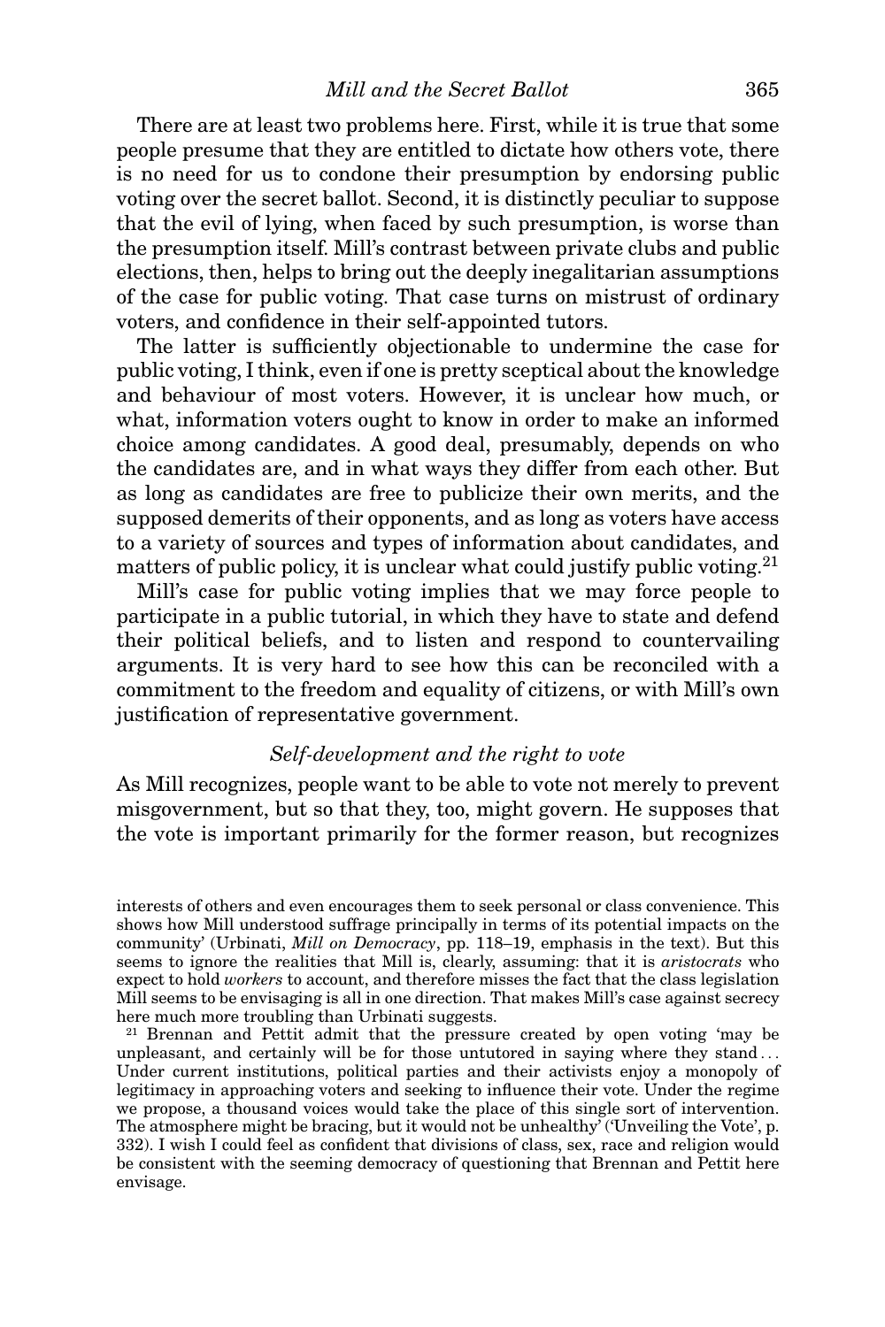There are at least two problems here. First, while it is true that some people presume that they are entitled to dictate how others vote, there is no need for us to condone their presumption by endorsing public voting over the secret ballot. Second, it is distinctly peculiar to suppose that the evil of lying, when faced by such presumption, is worse than the presumption itself. Mill's contrast between private clubs and public elections, then, helps to bring out the deeply inegalitarian assumptions of the case for public voting. That case turns on mistrust of ordinary voters, and confidence in their self-appointed tutors.

The latter is sufficiently objectionable to undermine the case for public voting, I think, even if one is pretty sceptical about the knowledge and behaviour of most voters. However, it is unclear how much, or what, information voters ought to know in order to make an informed choice among candidates. A good deal, presumably, depends on who the candidates are, and in what ways they differ from each other. But as long as candidates are free to publicize their own merits, and the supposed demerits of their opponents, and as long as voters have access to a variety of sources and types of information about candidates, and matters of public policy, it is unclear what could justify public voting.[21]

Mill's case for public voting implies that we may force people to participate in a public tutorial, in which they have to state and defend their political beliefs, and to listen and respond to countervailing arguments. It is very hard to see how this can be reconciled with a commitment to the freedom and equality of citizens, or with Mill's own justification of representative government.

### *Self-development and the right to vote*

As Mill recognizes, people want to be able to vote not merely to prevent misgovernment, but so that they, too, might govern. He supposes that the vote is important primarily for the former reason, but recognizes

---

interests of others and even encourages them to seek personal or class convenience. This shows how Mill understood suffrage principally in terms of its potential impacts on the community' (Urbinati, *Mill on Democracy*, pp. 118–19, emphasis in the text). But this seems to ignore the realities that Mill is, clearly, assuming: that it is *aristocrats* who expect to hold *workers* to account, and therefore misses the fact that the class legislation Mill seems to be envisaging is all in one direction. That makes Mill's case against secrecy here much more troubling than Urbinati suggests.

[21] Brennan and Pettit admit that the pressure created by open voting 'may be unpleasant, and certainly will be for those untutored in saying where they stand . . . Under current institutions, political parties and their activists enjoy a monopoly of legitimacy in approaching voters and seeking to influence their vote. Under the regime we propose, a thousand voices would take the place of this single sort of intervention. The atmosphere might be bracing, but it would not be unhealthy' ('Unveiling the Vote', p. 332). I wish I could feel as confident that divisions of class, sex, race and religion would be consistent with the seeming democracy of questioning that Brennan and Pettit here envisage.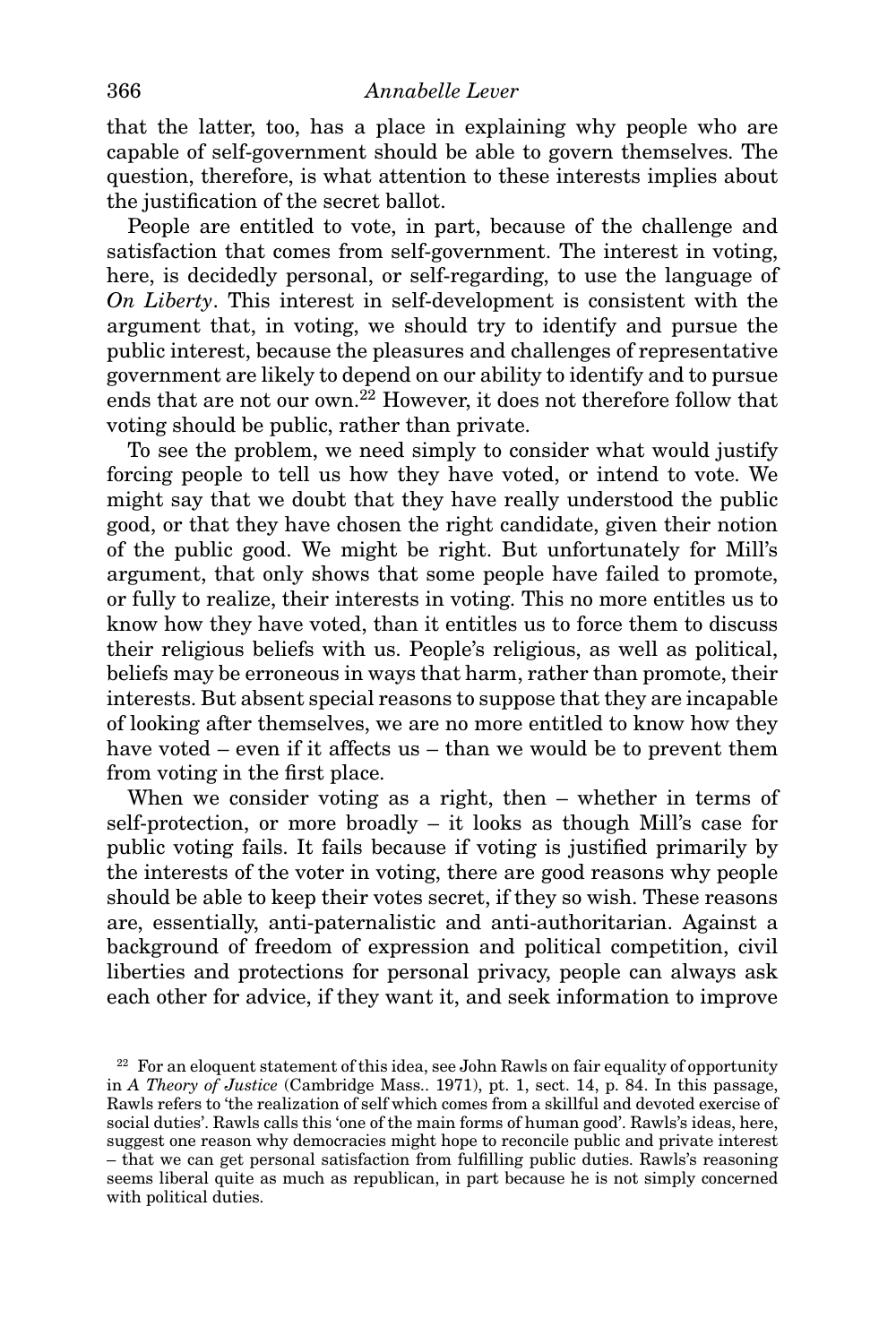that the latter, too, has a place in explaining why people who are capable of self-government should be able to govern themselves. The question, therefore, is what attention to these interests implies about the justification of the secret ballot.

People are entitled to vote, in part, because of the challenge and satisfaction that comes from self-government. The interest in voting, here, is decidedly personal, or self-regarding, to use the language of *On Liberty*. This interest in self-development is consistent with the argument that, in voting, we should try to identify and pursue the public interest, because the pleasures and challenges of representative government are likely to depend on our ability to identify and to pursue ends that are not our own.[22] However, it does not therefore follow that voting should be public, rather than private.

To see the problem, we need simply to consider what would justify forcing people to tell us how they have voted, or intend to vote. We might say that we doubt that they have really understood the public good, or that they have chosen the right candidate, given their notion of the public good. We might be right. But unfortunately for Mill's argument, that only shows that some people have failed to promote, or fully to realize, their interests in voting. This no more entitles us to know how they have voted, than it entitles us to force them to discuss their religious beliefs with us. People's religious, as well as political, beliefs may be erroneous in ways that harm, rather than promote, their interests. But absent special reasons to suppose that they are incapable of looking after themselves, we are no more entitled to know how they have voted – even if it affects us – than we would be to prevent them from voting in the first place.

When we consider voting as a right, then – whether in terms of self-protection, or more broadly – it looks as though Mill's case for public voting fails. It fails because if voting is justified primarily by the interests of the voter in voting, there are good reasons why people should be able to keep their votes secret, if they so wish. These reasons are, essentially, anti-paternalistic and anti-authoritarian. Against a background of freedom of expression and political competition, civil liberties and protections for personal privacy, people can always ask each other for advice, if they want it, and seek information to improve

[22] For an eloquent statement of this idea, see John Rawls on fair equality of opportunity in *A Theory of Justice* (Cambridge Mass.. 1971), pt. 1, sect. 14, p. 84. In this passage, Rawls refers to 'the realization of self which comes from a skillful and devoted exercise of social duties'. Rawls calls this 'one of the main forms of human good'. Rawls's ideas, here, suggest one reason why democracies might hope to reconcile public and private interest – that we can get personal satisfaction from fulfilling public duties. Rawls's reasoning seems liberal quite as much as republican, in part because he is not simply concerned with political duties.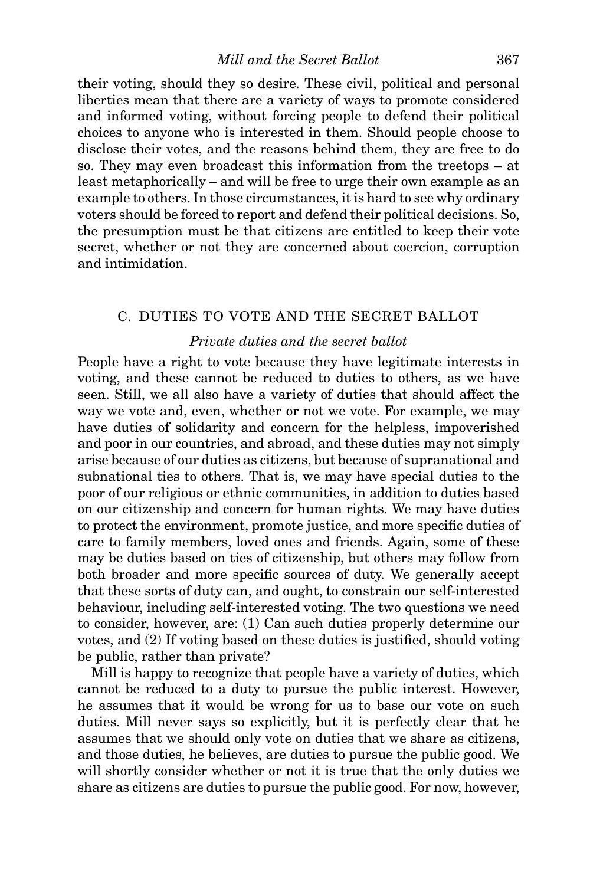their voting, should they so desire. These civil, political and personal liberties mean that there are a variety of ways to promote considered and informed voting, without forcing people to defend their political choices to anyone who is interested in them. Should people choose to disclose their votes, and the reasons behind them, they are free to do so. They may even broadcast this information from the treetops – at least metaphorically – and will be free to urge their own example as an example to others. In those circumstances, it is hard to see why ordinary voters should be forced to report and defend their political decisions. So, the presumption must be that citizens are entitled to keep their vote secret, whether or not they are concerned about coercion, corruption and intimidation.

## C. DUTIES TO VOTE AND THE SECRET BALLOT

### *Private duties and the secret ballot*

People have a right to vote because they have legitimate interests in voting, and these cannot be reduced to duties to others, as we have seen. Still, we all also have a variety of duties that should affect the way we vote and, even, whether or not we vote. For example, we may have duties of solidarity and concern for the helpless, impoverished and poor in our countries, and abroad, and these duties may not simply arise because of our duties as citizens, but because of supranational and subnational ties to others. That is, we may have special duties to the poor of our religious or ethnic communities, in addition to duties based on our citizenship and concern for human rights. We may have duties to protect the environment, promote justice, and more specific duties of care to family members, loved ones and friends. Again, some of these may be duties based on ties of citizenship, but others may follow from both broader and more specific sources of duty. We generally accept that these sorts of duty can, and ought, to constrain our self-interested behaviour, including self-interested voting. The two questions we need to consider, however, are: (1) Can such duties properly determine our votes, and (2) If voting based on these duties is justified, should voting be public, rather than private?

Mill is happy to recognize that people have a variety of duties, which cannot be reduced to a duty to pursue the public interest. However, he assumes that it would be wrong for us to base our vote on such duties. Mill never says so explicitly, but it is perfectly clear that he assumes that we should only vote on duties that we share as citizens, and those duties, he believes, are duties to pursue the public good. We will shortly consider whether or not it is true that the only duties we share as citizens are duties to pursue the public good. For now, however,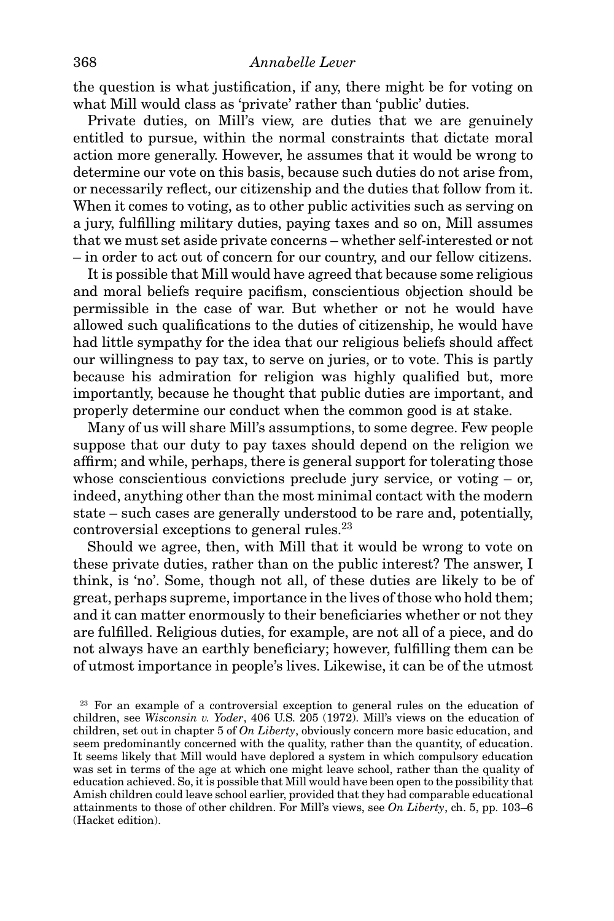the question is what justification, if any, there might be for voting on what Mill would class as 'private' rather than 'public' duties.

Private duties, on Mill's view, are duties that we are genuinely entitled to pursue, within the normal constraints that dictate moral action more generally. However, he assumes that it would be wrong to determine our vote on this basis, because such duties do not arise from, or necessarily reflect, our citizenship and the duties that follow from it. When it comes to voting, as to other public activities such as serving on a jury, fulfilling military duties, paying taxes and so on, Mill assumes that we must set aside private concerns – whether self-interested or not – in order to act out of concern for our country, and our fellow citizens.

It is possible that Mill would have agreed that because some religious and moral beliefs require pacifism, conscientious objection should be permissible in the case of war. But whether or not he would have allowed such qualifications to the duties of citizenship, he would have had little sympathy for the idea that our religious beliefs should affect our willingness to pay tax, to serve on juries, or to vote. This is partly because his admiration for religion was highly qualified but, more importantly, because he thought that public duties are important, and properly determine our conduct when the common good is at stake.

Many of us will share Mill's assumptions, to some degree. Few people suppose that our duty to pay taxes should depend on the religion we affirm; and while, perhaps, there is general support for tolerating those whose conscientious convictions preclude jury service, or voting – or, indeed, anything other than the most minimal contact with the modern state – such cases are generally understood to be rare and, potentially, controversial exceptions to general rules.[23]

Should we agree, then, with Mill that it would be wrong to vote on these private duties, rather than on the public interest? The answer, I think, is 'no'. Some, though not all, of these duties are likely to be of great, perhaps supreme, importance in the lives of those who hold them; and it can matter enormously to their beneficiaries whether or not they are fulfilled. Religious duties, for example, are not all of a piece, and do not always have an earthly beneficiary; however, fulfilling them can be of utmost importance in people's lives. Likewise, it can be of the utmost

[23] For an example of a controversial exception to general rules on the education of children, see *Wisconsin v. Yoder*, 406 U.S. 205 (1972). Mill's views on the education of children, set out in chapter 5 of *On Liberty*, obviously concern more basic education, and seem predominantly concerned with the quality, rather than the quantity, of education. It seems likely that Mill would have deplored a system in which compulsory education was set in terms of the age at which one might leave school, rather than the quality of education achieved. So, it is possible that Mill would have been open to the possibility that Amish children could leave school earlier, provided that they had comparable educational attainments to those of other children. For Mill's views, see *On Liberty*, ch. 5, pp. 103–6 (Hacket edition).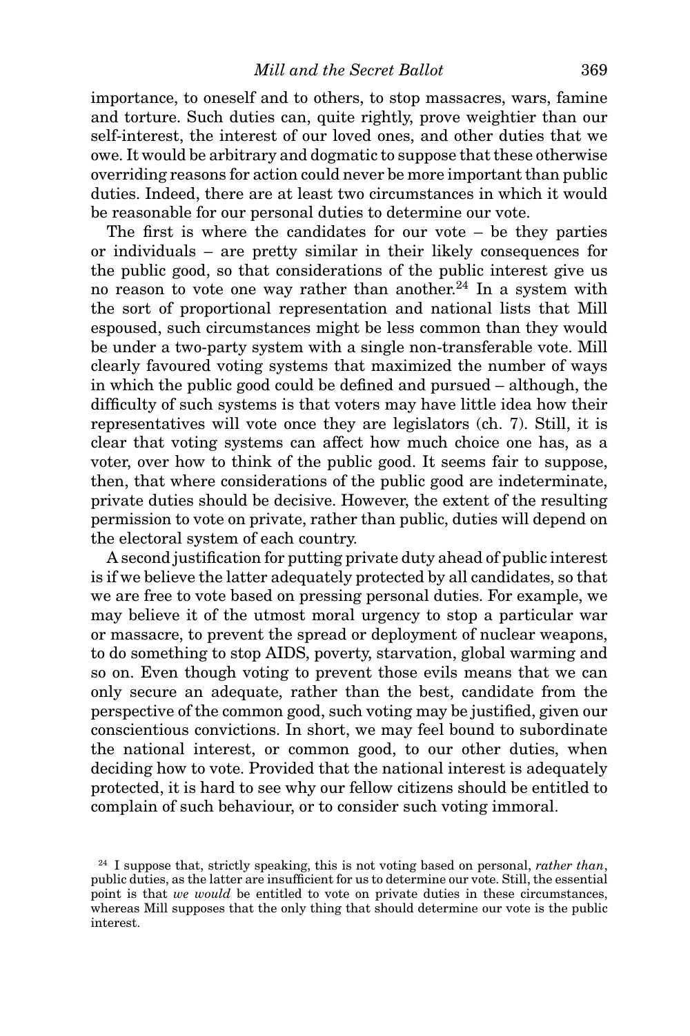importance, to oneself and to others, to stop massacres, wars, famine and torture. Such duties can, quite rightly, prove weightier than our self-interest, the interest of our loved ones, and other duties that we owe. It would be arbitrary and dogmatic to suppose that these otherwise overriding reasons for action could never be more important than public duties. Indeed, there are at least two circumstances in which it would be reasonable for our personal duties to determine our vote.

The first is where the candidates for our vote – be they parties or individuals – are pretty similar in their likely consequences for the public good, so that considerations of the public interest give us no reason to vote one way rather than another.[24] In a system with the sort of proportional representation and national lists that Mill espoused, such circumstances might be less common than they would be under a two-party system with a single non-transferable vote. Mill clearly favoured voting systems that maximized the number of ways in which the public good could be defined and pursued – although, the difficulty of such systems is that voters may have little idea how their representatives will vote once they are legislators (ch. 7). Still, it is clear that voting systems can affect how much choice one has, as a voter, over how to think of the public good. It seems fair to suppose, then, that where considerations of the public good are indeterminate, private duties should be decisive. However, the extent of the resulting permission to vote on private, rather than public, duties will depend on the electoral system of each country.

A second justification for putting private duty ahead of public interest is if we believe the latter adequately protected by all candidates, so that we are free to vote based on pressing personal duties. For example, we may believe it of the utmost moral urgency to stop a particular war or massacre, to prevent the spread or deployment of nuclear weapons, to do something to stop AIDS, poverty, starvation, global warming and so on. Even though voting to prevent those evils means that we can only secure an adequate, rather than the best, candidate from the perspective of the common good, such voting may be justified, given our conscientious convictions. In short, we may feel bound to subordinate the national interest, or common good, to our other duties, when deciding how to vote. Provided that the national interest is adequately protected, it is hard to see why our fellow citizens should be entitled to complain of such behaviour, or to consider such voting immoral.

[24] I suppose that, strictly speaking, this is not voting based on personal, *rather than*, public duties, as the latter are insufficient for us to determine our vote. Still, the essential point is that *we would* be entitled to vote on private duties in these circumstances, whereas Mill supposes that the only thing that should determine our vote is the public interest.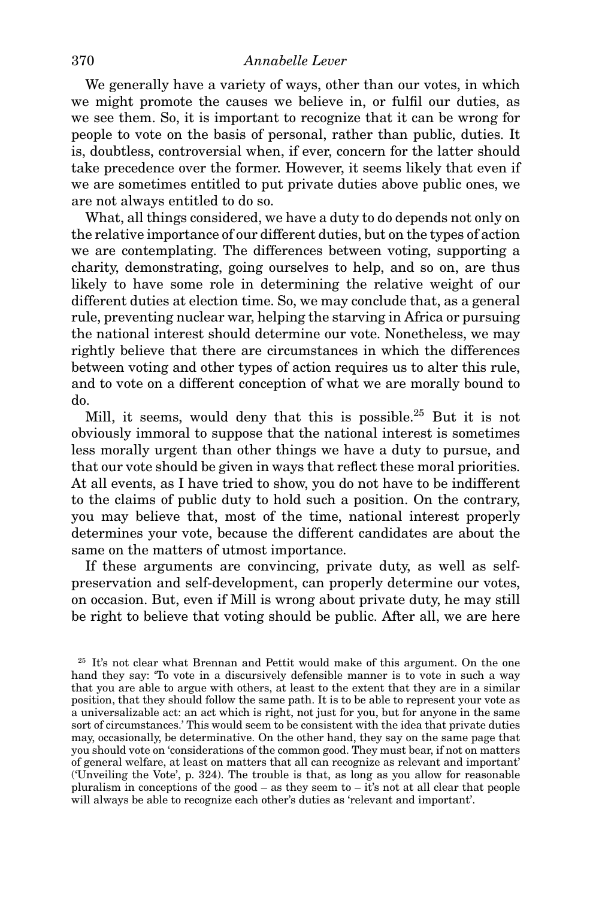We generally have a variety of ways, other than our votes, in which we might promote the causes we believe in, or fulfil our duties, as we see them. So, it is important to recognize that it can be wrong for people to vote on the basis of personal, rather than public, duties. It is, doubtless, controversial when, if ever, concern for the latter should take precedence over the former. However, it seems likely that even if we are sometimes entitled to put private duties above public ones, we are not always entitled to do so.

What, all things considered, we have a duty to do depends not only on the relative importance of our different duties, but on the types of action we are contemplating. The differences between voting, supporting a charity, demonstrating, going ourselves to help, and so on, are thus likely to have some role in determining the relative weight of our different duties at election time. So, we may conclude that, as a general rule, preventing nuclear war, helping the starving in Africa or pursuing the national interest should determine our vote. Nonetheless, we may rightly believe that there are circumstances in which the differences between voting and other types of action requires us to alter this rule, and to vote on a different conception of what we are morally bound to do.

Mill, it seems, would deny that this is possible.[25] But it is not obviously immoral to suppose that the national interest is sometimes less morally urgent than other things we have a duty to pursue, and that our vote should be given in ways that reflect these moral priorities. At all events, as I have tried to show, you do not have to be indifferent to the claims of public duty to hold such a position. On the contrary, you may believe that, most of the time, national interest properly determines your vote, because the different candidates are about the same on the matters of utmost importance.

If these arguments are convincing, private duty, as well as self-preservation and self-development, can properly determine our votes, on occasion. But, even if Mill is wrong about private duty, he may still be right to believe that voting should be public. After all, we are here

[25] It's not clear what Brennan and Pettit would make of this argument. On the one hand they say: 'To vote in a discursively defensible manner is to vote in such a way that you are able to argue with others, at least to the extent that they are in a similar position, that they should follow the same path. It is to be able to represent your vote as a universalizable act: an act which is right, not just for you, but for anyone in the same sort of circumstances.' This would seem to be consistent with the idea that private duties may, occasionally, be determinative. On the other hand, they say on the same page that you should vote on 'considerations of the common good. They must bear, if not on matters of general welfare, at least on matters that all can recognize as relevant and important' ('Unveiling the Vote', p. 324). The trouble is that, as long as you allow for reasonable pluralism in conceptions of the good – as they seem to – it's not at all clear that people will always be able to recognize each other's duties as 'relevant and important'.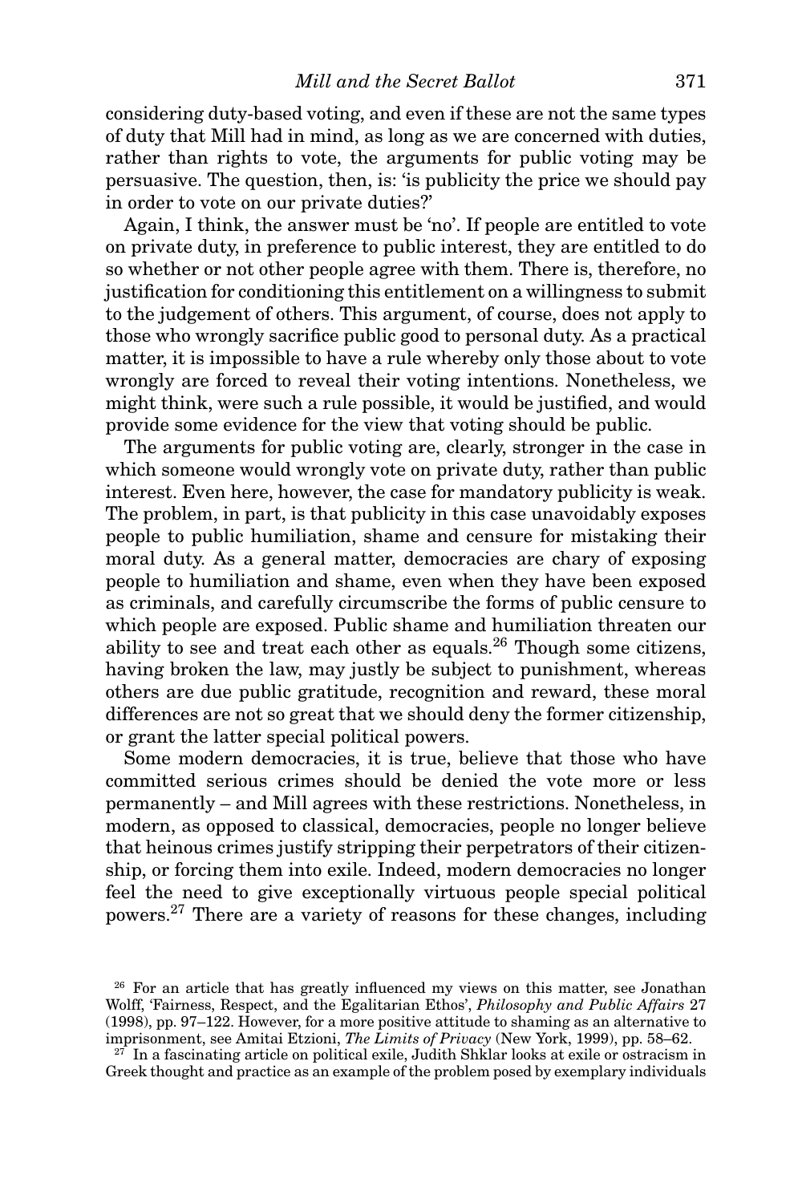considering duty-based voting, and even if these are not the same types of duty that Mill had in mind, as long as we are concerned with duties, rather than rights to vote, the arguments for public voting may be persuasive. The question, then, is: 'is publicity the price we should pay in order to vote on our private duties?'

Again, I think, the answer must be 'no'. If people are entitled to vote on private duty, in preference to public interest, they are entitled to do so whether or not other people agree with them. There is, therefore, no justification for conditioning this entitlement on a willingness to submit to the judgement of others. This argument, of course, does not apply to those who wrongly sacrifice public good to personal duty. As a practical matter, it is impossible to have a rule whereby only those about to vote wrongly are forced to reveal their voting intentions. Nonetheless, we might think, were such a rule possible, it would be justified, and would provide some evidence for the view that voting should be public.

The arguments for public voting are, clearly, stronger in the case in which someone would wrongly vote on private duty, rather than public interest. Even here, however, the case for mandatory publicity is weak. The problem, in part, is that publicity in this case unavoidably exposes people to public humiliation, shame and censure for mistaking their moral duty. As a general matter, democracies are chary of exposing people to humiliation and shame, even when they have been exposed as criminals, and carefully circumscribe the forms of public censure to which people are exposed. Public shame and humiliation threaten our ability to see and treat each other as equals.[26] Though some citizens, having broken the law, may justly be subject to punishment, whereas others are due public gratitude, recognition and reward, these moral differences are not so great that we should deny the former citizenship, or grant the latter special political powers.

Some modern democracies, it is true, believe that those who have committed serious crimes should be denied the vote more or less permanently – and Mill agrees with these restrictions. Nonetheless, in modern, as opposed to classical, democracies, people no longer believe that heinous crimes justify stripping their perpetrators of their citizenship, or forcing them into exile. Indeed, modern democracies no longer feel the need to give exceptionally virtuous people special political powers.[27] There are a variety of reasons for these changes, including

[26] For an article that has greatly influenced my views on this matter, see Jonathan Wolff, 'Fairness, Respect, and the Egalitarian Ethos', *Philosophy and Public Affairs* 27 (1998), pp. 97–122. However, for a more positive attitude to shaming as an alternative to imprisonment, see Amitai Etzioni, *The Limits of Privacy* (New York, 1999), pp. 58–62.

[27] In a fascinating article on political exile, Judith Shklar looks at exile or ostracism in Greek thought and practice as an example of the problem posed by exemplary individuals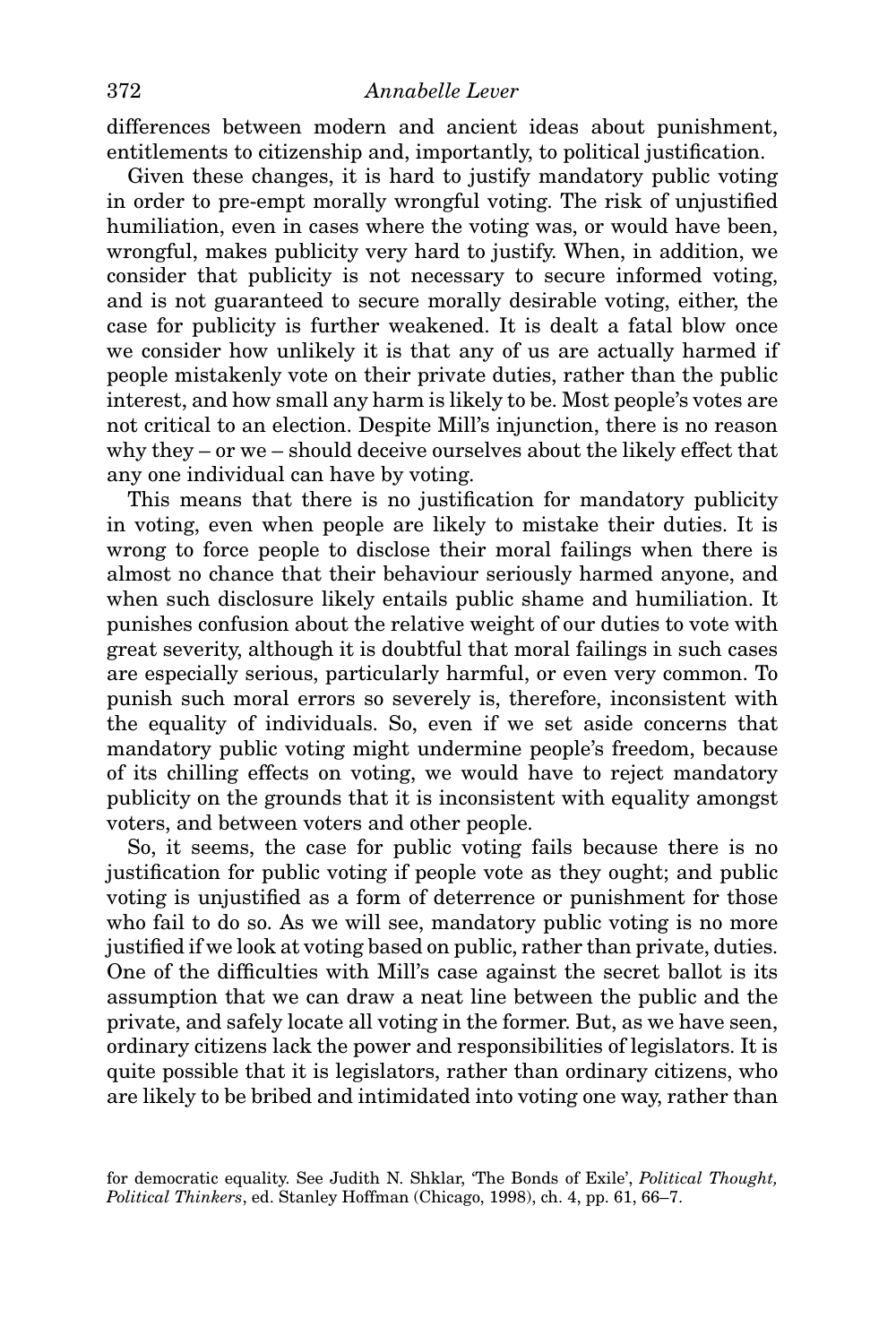differences between modern and ancient ideas about punishment, entitlements to citizenship and, importantly, to political justification.

Given these changes, it is hard to justify mandatory public voting in order to pre-empt morally wrongful voting. The risk of unjustified humiliation, even in cases where the voting was, or would have been, wrongful, makes publicity very hard to justify. When, in addition, we consider that publicity is not necessary to secure informed voting, and is not guaranteed to secure morally desirable voting, either, the case for publicity is further weakened. It is dealt a fatal blow once we consider how unlikely it is that any of us are actually harmed if people mistakenly vote on their private duties, rather than the public interest, and how small any harm is likely to be. Most people's votes are not critical to an election. Despite Mill's injunction, there is no reason why they – or we – should deceive ourselves about the likely effect that any one individual can have by voting.

This means that there is no justification for mandatory publicity in voting, even when people are likely to mistake their duties. It is wrong to force people to disclose their moral failings when there is almost no chance that their behaviour seriously harmed anyone, and when such disclosure likely entails public shame and humiliation. It punishes confusion about the relative weight of our duties to vote with great severity, although it is doubtful that moral failings in such cases are especially serious, particularly harmful, or even very common. To punish such moral errors so severely is, therefore, inconsistent with the equality of individuals. So, even if we set aside concerns that mandatory public voting might undermine people's freedom, because of its chilling effects on voting, we would have to reject mandatory publicity on the grounds that it is inconsistent with equality amongst voters, and between voters and other people.

So, it seems, the case for public voting fails because there is no justification for public voting if people vote as they ought; and public voting is unjustified as a form of deterrence or punishment for those who fail to do so. As we will see, mandatory public voting is no more justified if we look at voting based on public, rather than private, duties. One of the difficulties with Mill's case against the secret ballot is its assumption that we can draw a neat line between the public and the private, and safely locate all voting in the former. But, as we have seen, ordinary citizens lack the power and responsibilities of legislators. It is quite possible that it is legislators, rather than ordinary citizens, who are likely to be bribed and intimidated into voting one way, rather than

for democratic equality. See Judith N. Shklar, 'The Bonds of Exile', *Political Thought, Political Thinkers*, ed. Stanley Hoffman (Chicago, 1998), ch. 4, pp. 61, 66–7.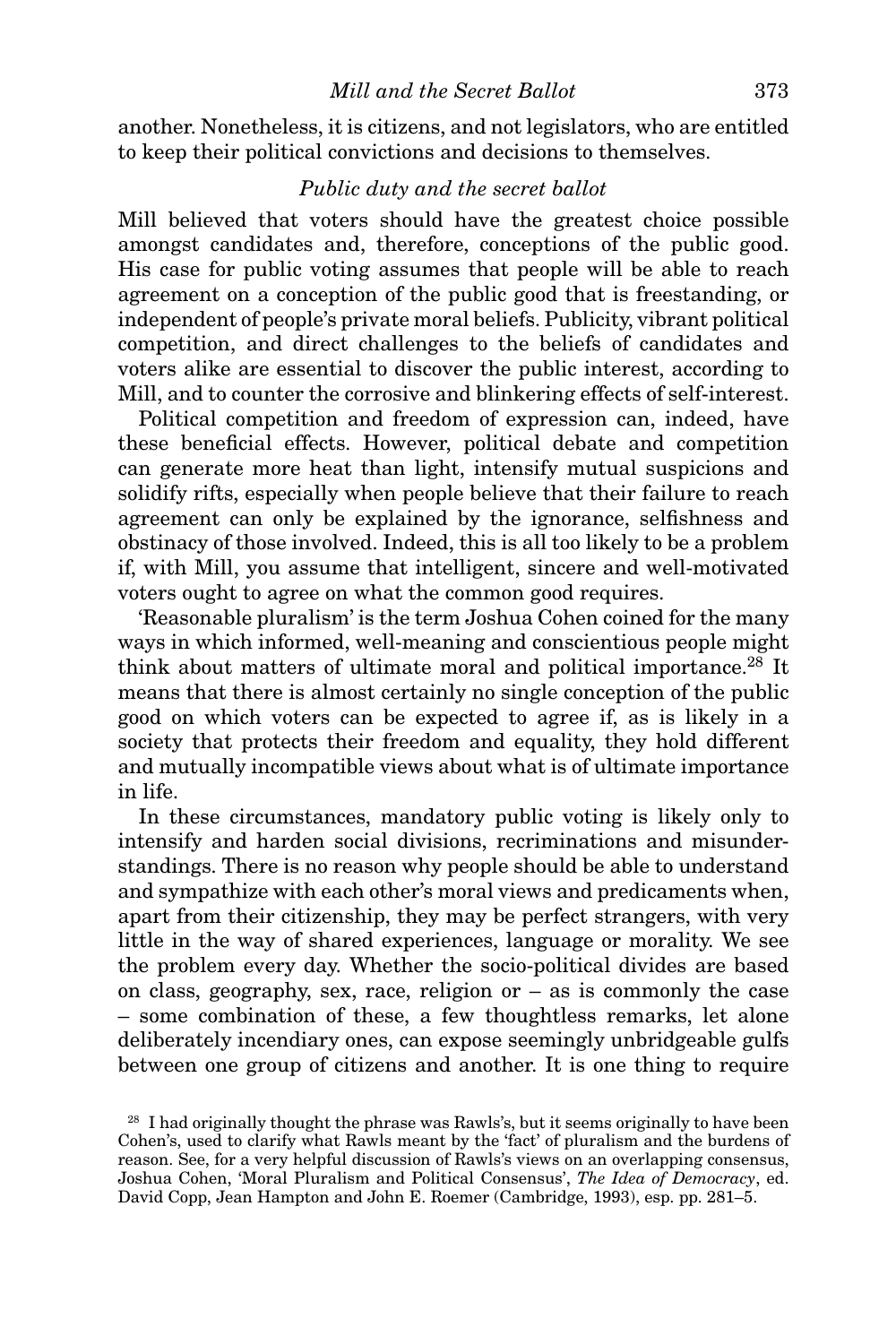another. Nonetheless, it is citizens, and not legislators, who are entitled to keep their political convictions and decisions to themselves.

### *Public duty and the secret ballot*

Mill believed that voters should have the greatest choice possible amongst candidates and, therefore, conceptions of the public good. His case for public voting assumes that people will be able to reach agreement on a conception of the public good that is freestanding, or independent of people's private moral beliefs. Publicity, vibrant political competition, and direct challenges to the beliefs of candidates and voters alike are essential to discover the public interest, according to Mill, and to counter the corrosive and blinkering effects of self-interest.

Political competition and freedom of expression can, indeed, have these beneficial effects. However, political debate and competition can generate more heat than light, intensify mutual suspicions and solidify rifts, especially when people believe that their failure to reach agreement can only be explained by the ignorance, selfishness and obstinacy of those involved. Indeed, this is all too likely to be a problem if, with Mill, you assume that intelligent, sincere and well-motivated voters ought to agree on what the common good requires.

'Reasonable pluralism' is the term Joshua Cohen coined for the many ways in which informed, well-meaning and conscientious people might think about matters of ultimate moral and political importance.[28] It means that there is almost certainly no single conception of the public good on which voters can be expected to agree if, as is likely in a society that protects their freedom and equality, they hold different and mutually incompatible views about what is of ultimate importance in life.

In these circumstances, mandatory public voting is likely only to intensify and harden social divisions, recriminations and misunderstandings. There is no reason why people should be able to understand and sympathize with each other's moral views and predicaments when, apart from their citizenship, they may be perfect strangers, with very little in the way of shared experiences, language or morality. We see the problem every day. Whether the socio-political divides are based on class, geography, sex, race, religion or – as is commonly the case – some combination of these, a few thoughtless remarks, let alone deliberately incendiary ones, can expose seemingly unbridgeable gulfs between one group of citizens and another. It is one thing to require

[28] I had originally thought the phrase was Rawls's, but it seems originally to have been Cohen's, used to clarify what Rawls meant by the 'fact' of pluralism and the burdens of reason. See, for a very helpful discussion of Rawls's views on an overlapping consensus, Joshua Cohen, 'Moral Pluralism and Political Consensus', *The Idea of Democracy*, ed. David Copp, Jean Hampton and John E. Roemer (Cambridge, 1993), esp. pp. 281–5.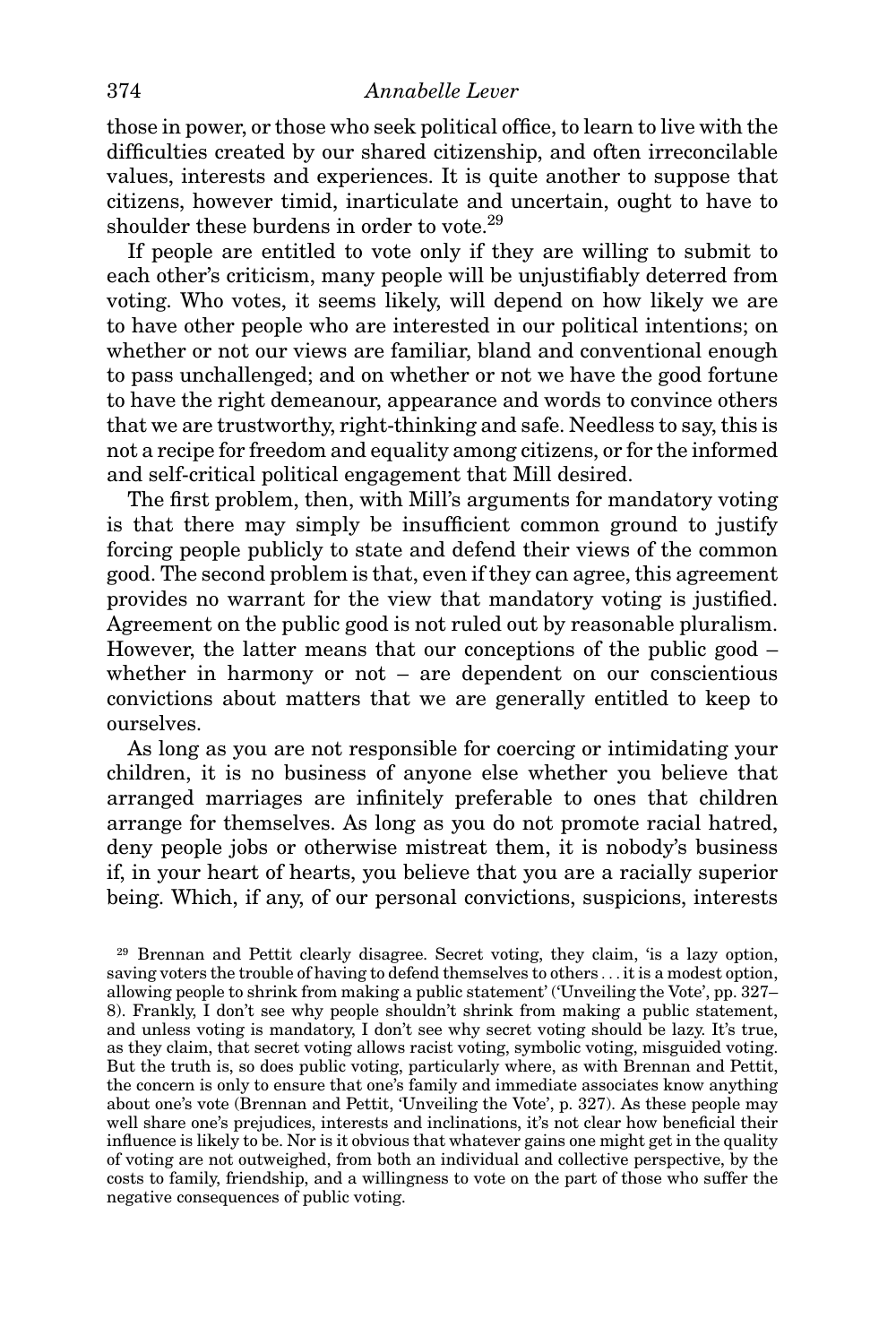those in power, or those who seek political office, to learn to live with the difficulties created by our shared citizenship, and often irreconcilable values, interests and experiences. It is quite another to suppose that citizens, however timid, inarticulate and uncertain, ought to have to shoulder these burdens in order to vote.[29]

If people are entitled to vote only if they are willing to submit to each other's criticism, many people will be unjustifiably deterred from voting. Who votes, it seems likely, will depend on how likely we are to have other people who are interested in our political intentions; on whether or not our views are familiar, bland and conventional enough to pass unchallenged; and on whether or not we have the good fortune to have the right demeanour, appearance and words to convince others that we are trustworthy, right-thinking and safe. Needless to say, this is not a recipe for freedom and equality among citizens, or for the informed and self-critical political engagement that Mill desired.

The first problem, then, with Mill's arguments for mandatory voting is that there may simply be insufficient common ground to justify forcing people publicly to state and defend their views of the common good. The second problem is that, even if they can agree, this agreement provides no warrant for the view that mandatory voting is justified. Agreement on the public good is not ruled out by reasonable pluralism. However, the latter means that our conceptions of the public good – whether in harmony or not – are dependent on our conscientious convictions about matters that we are generally entitled to keep to ourselves.

As long as you are not responsible for coercing or intimidating your children, it is no business of anyone else whether you believe that arranged marriages are infinitely preferable to ones that children arrange for themselves. As long as you do not promote racial hatred, deny people jobs or otherwise mistreat them, it is nobody's business if, in your heart of hearts, you believe that you are a racially superior being. Which, if any, of our personal convictions, suspicions, interests

[29] Brennan and Pettit clearly disagree. Secret voting, they claim, 'is a lazy option, saving voters the trouble of having to defend themselves to others . . . it is a modest option, allowing people to shrink from making a public statement' ('Unveiling the Vote', pp. 327–8). Frankly, I don't see why people shouldn't shrink from making a public statement, and unless voting is mandatory, I don't see why secret voting should be lazy. It's true, as they claim, that secret voting allows racist voting, symbolic voting, misguided voting. But the truth is, so does public voting, particularly where, as with Brennan and Pettit, the concern is only to ensure that one's family and immediate associates know anything about one's vote (Brennan and Pettit, 'Unveiling the Vote', p. 327). As these people may well share one's prejudices, interests and inclinations, it's not clear how beneficial their influence is likely to be. Nor is it obvious that whatever gains one might get in the quality of voting are not outweighed, from both an individual and collective perspective, by the costs to family, friendship, and a willingness to vote on the part of those who suffer the negative consequences of public voting.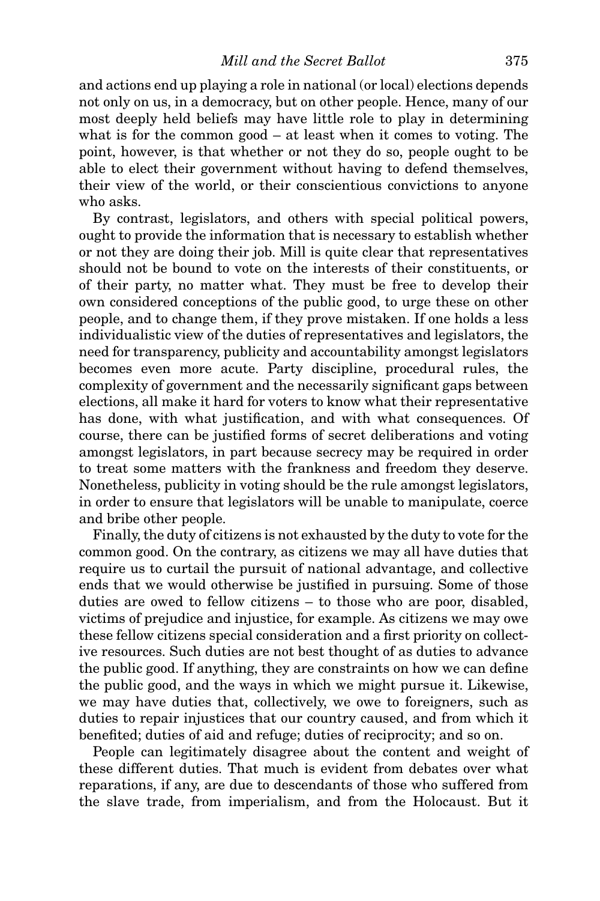and actions end up playing a role in national (or local) elections depends not only on us, in a democracy, but on other people. Hence, many of our most deeply held beliefs may have little role to play in determining what is for the common good – at least when it comes to voting. The point, however, is that whether or not they do so, people ought to be able to elect their government without having to defend themselves, their view of the world, or their conscientious convictions to anyone who asks.

By contrast, legislators, and others with special political powers, ought to provide the information that is necessary to establish whether or not they are doing their job. Mill is quite clear that representatives should not be bound to vote on the interests of their constituents, or of their party, no matter what. They must be free to develop their own considered conceptions of the public good, to urge these on other people, and to change them, if they prove mistaken. If one holds a less individualistic view of the duties of representatives and legislators, the need for transparency, publicity and accountability amongst legislators becomes even more acute. Party discipline, procedural rules, the complexity of government and the necessarily significant gaps between elections, all make it hard for voters to know what their representative has done, with what justification, and with what consequences. Of course, there can be justified forms of secret deliberations and voting amongst legislators, in part because secrecy may be required in order to treat some matters with the frankness and freedom they deserve. Nonetheless, publicity in voting should be the rule amongst legislators, in order to ensure that legislators will be unable to manipulate, coerce and bribe other people.

Finally, the duty of citizens is not exhausted by the duty to vote for the common good. On the contrary, as citizens we may all have duties that require us to curtail the pursuit of national advantage, and collective ends that we would otherwise be justified in pursuing. Some of those duties are owed to fellow citizens – to those who are poor, disabled, victims of prejudice and injustice, for example. As citizens we may owe these fellow citizens special consideration and a first priority on collective resources. Such duties are not best thought of as duties to advance the public good. If anything, they are constraints on how we can define the public good, and the ways in which we might pursue it. Likewise, we may have duties that, collectively, we owe to foreigners, such as duties to repair injustices that our country caused, and from which it benefited; duties of aid and refuge; duties of reciprocity; and so on.

People can legitimately disagree about the content and weight of these different duties. That much is evident from debates over what reparations, if any, are due to descendants of those who suffered from the slave trade, from imperialism, and from the Holocaust. But it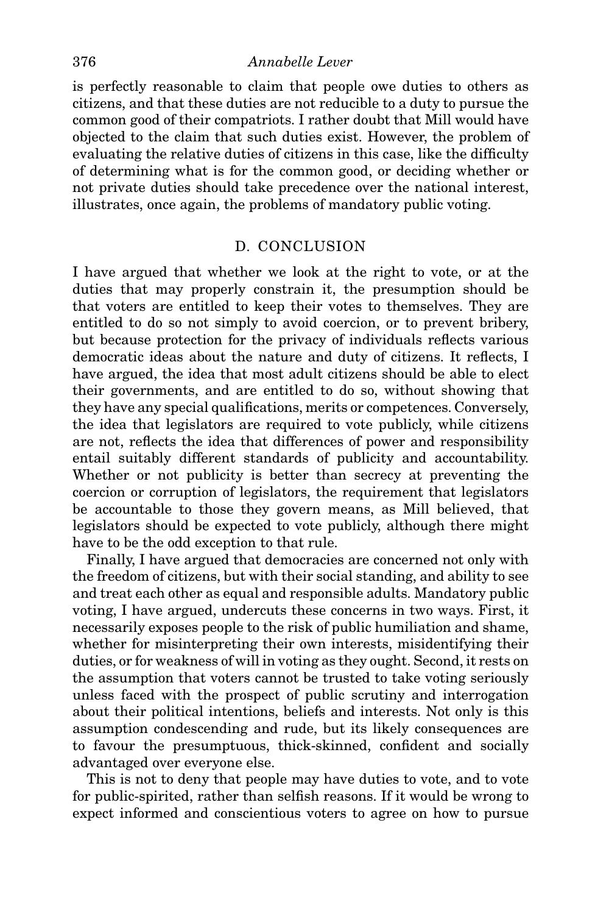is perfectly reasonable to claim that people owe duties to others as citizens, and that these duties are not reducible to a duty to pursue the common good of their compatriots. I rather doubt that Mill would have objected to the claim that such duties exist. However, the problem of evaluating the relative duties of citizens in this case, like the difficulty of determining what is for the common good, or deciding whether or not private duties should take precedence over the national interest, illustrates, once again, the problems of mandatory public voting.

## D. CONCLUSION

I have argued that whether we look at the right to vote, or at the duties that may properly constrain it, the presumption should be that voters are entitled to keep their votes to themselves. They are entitled to do so not simply to avoid coercion, or to prevent bribery, but because protection for the privacy of individuals reflects various democratic ideas about the nature and duty of citizens. It reflects, I have argued, the idea that most adult citizens should be able to elect their governments, and are entitled to do so, without showing that they have any special qualifications, merits or competences. Conversely, the idea that legislators are required to vote publicly, while citizens are not, reflects the idea that differences of power and responsibility entail suitably different standards of publicity and accountability. Whether or not publicity is better than secrecy at preventing the coercion or corruption of legislators, the requirement that legislators be accountable to those they govern means, as Mill believed, that legislators should be expected to vote publicly, although there might have to be the odd exception to that rule.

Finally, I have argued that democracies are concerned not only with the freedom of citizens, but with their social standing, and ability to see and treat each other as equal and responsible adults. Mandatory public voting, I have argued, undercuts these concerns in two ways. First, it necessarily exposes people to the risk of public humiliation and shame, whether for misinterpreting their own interests, misidentifying their duties, or for weakness of will in voting as they ought. Second, it rests on the assumption that voters cannot be trusted to take voting seriously unless faced with the prospect of public scrutiny and interrogation about their political intentions, beliefs and interests. Not only is this assumption condescending and rude, but its likely consequences are to favour the presumptuous, thick-skinned, confident and socially advantaged over everyone else.

This is not to deny that people may have duties to vote, and to vote for public-spirited, rather than selfish reasons. If it would be wrong to expect informed and conscientious voters to agree on how to pursue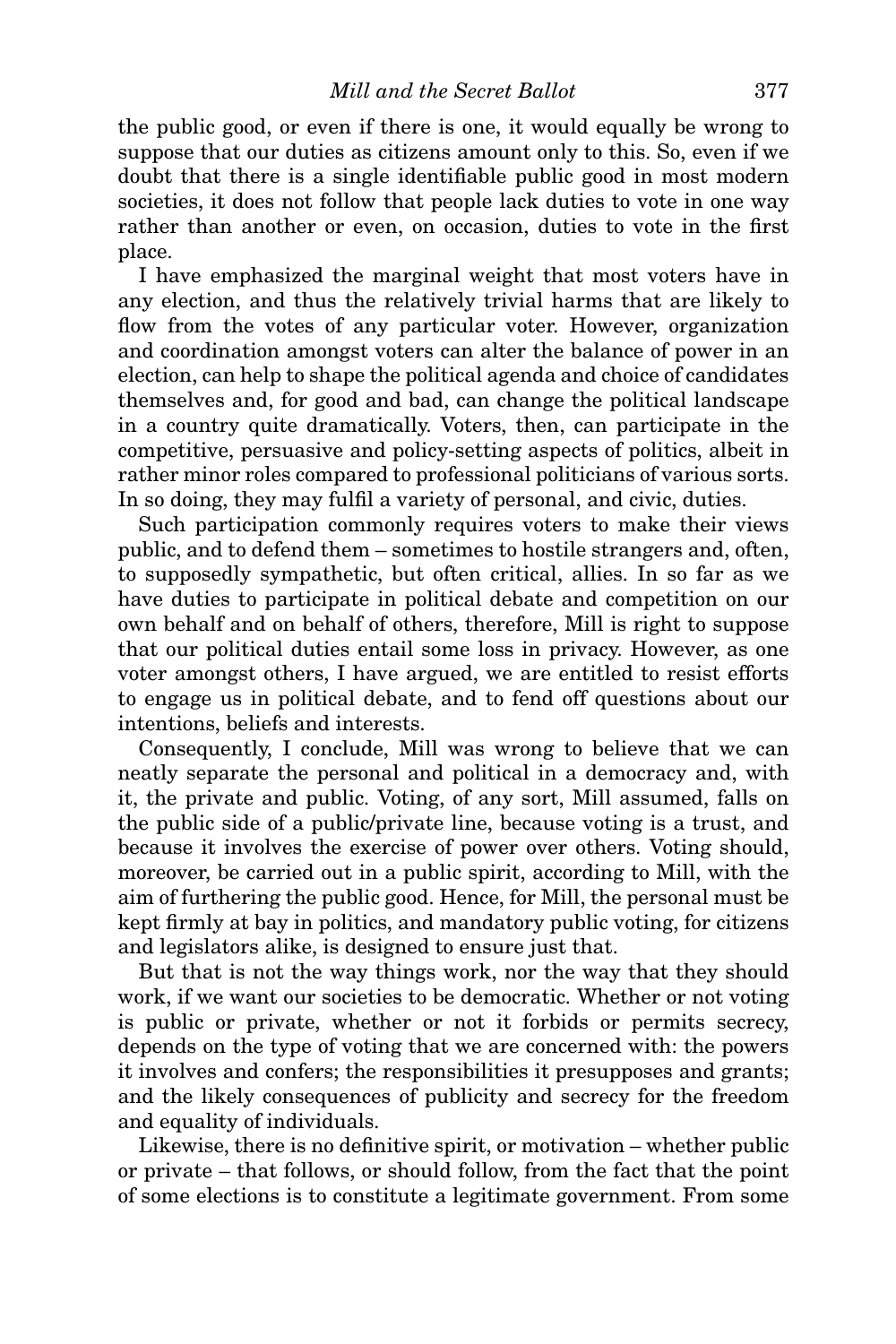the public good, or even if there is one, it would equally be wrong to suppose that our duties as citizens amount only to this. So, even if we doubt that there is a single identifiable public good in most modern societies, it does not follow that people lack duties to vote in one way rather than another or even, on occasion, duties to vote in the first place.

I have emphasized the marginal weight that most voters have in any election, and thus the relatively trivial harms that are likely to flow from the votes of any particular voter. However, organization and coordination amongst voters can alter the balance of power in an election, can help to shape the political agenda and choice of candidates themselves and, for good and bad, can change the political landscape in a country quite dramatically. Voters, then, can participate in the competitive, persuasive and policy-setting aspects of politics, albeit in rather minor roles compared to professional politicians of various sorts. In so doing, they may fulfil a variety of personal, and civic, duties.

Such participation commonly requires voters to make their views public, and to defend them – sometimes to hostile strangers and, often, to supposedly sympathetic, but often critical, allies. In so far as we have duties to participate in political debate and competition on our own behalf and on behalf of others, therefore, Mill is right to suppose that our political duties entail some loss in privacy. However, as one voter amongst others, I have argued, we are entitled to resist efforts to engage us in political debate, and to fend off questions about our intentions, beliefs and interests.

Consequently, I conclude, Mill was wrong to believe that we can neatly separate the personal and political in a democracy and, with it, the private and public. Voting, of any sort, Mill assumed, falls on the public side of a public/private line, because voting is a trust, and because it involves the exercise of power over others. Voting should, moreover, be carried out in a public spirit, according to Mill, with the aim of furthering the public good. Hence, for Mill, the personal must be kept firmly at bay in politics, and mandatory public voting, for citizens and legislators alike, is designed to ensure just that.

But that is not the way things work, nor the way that they should work, if we want our societies to be democratic. Whether or not voting is public or private, whether or not it forbids or permits secrecy, depends on the type of voting that we are concerned with: the powers it involves and confers; the responsibilities it presupposes and grants; and the likely consequences of publicity and secrecy for the freedom and equality of individuals.

Likewise, there is no definitive spirit, or motivation – whether public or private – that follows, or should follow, from the fact that the point of some elections is to constitute a legitimate government. From some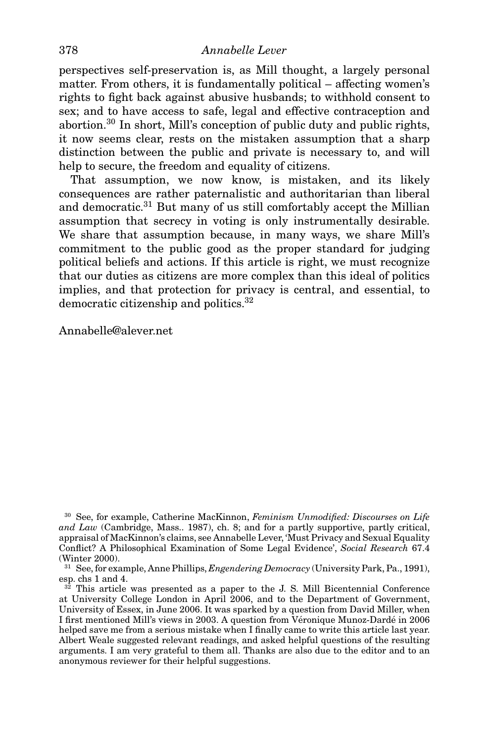perspectives self-preservation is, as Mill thought, a largely personal matter. From others, it is fundamentally political – affecting women's rights to fight back against abusive husbands; to withhold consent to sex; and to have access to safe, legal and effective contraception and abortion.[30] In short, Mill's conception of public duty and public rights, it now seems clear, rests on the mistaken assumption that a sharp distinction between the public and private is necessary to, and will help to secure, the freedom and equality of citizens.

That assumption, we now know, is mistaken, and its likely consequences are rather paternalistic and authoritarian than liberal and democratic.[31] But many of us still comfortably accept the Millian assumption that secrecy in voting is only instrumentally desirable. We share that assumption because, in many ways, we share Mill's commitment to the public good as the proper standard for judging political beliefs and actions. If this article is right, we must recognize that our duties as citizens are more complex than this ideal of politics implies, and that protection for privacy is central, and essential, to democratic citizenship and politics.[32]

Annabelle@alever.net

---

[30] See, for example, Catherine MacKinnon, *Feminism Unmodified: Discourses on Life and Law* (Cambridge, Mass.. 1987), ch. 8; and for a partly supportive, partly critical, appraisal of MacKinnon's claims, see Annabelle Lever, 'Must Privacy and Sexual Equality Conflict? A Philosophical Examination of Some Legal Evidence', *Social Research* 67.4 (Winter 2000).

[31] See, for example, Anne Phillips, *Engendering Democracy* (University Park, Pa., 1991), esp. chs 1 and 4.

[32] This article was presented as a paper to the J. S. Mill Bicentennial Conference at University College London in April 2006, and to the Department of Government, University of Essex, in June 2006. It was sparked by a question from David Miller, when I first mentioned Mill's views in 2003. A question from Véronique Munoz-Dardé in 2006 helped save me from a serious mistake when I finally came to write this article last year. Albert Weale suggested relevant readings, and asked helpful questions of the resulting arguments. I am very grateful to them all. Thanks are also due to the editor and to an anonymous reviewer for their helpful suggestions.